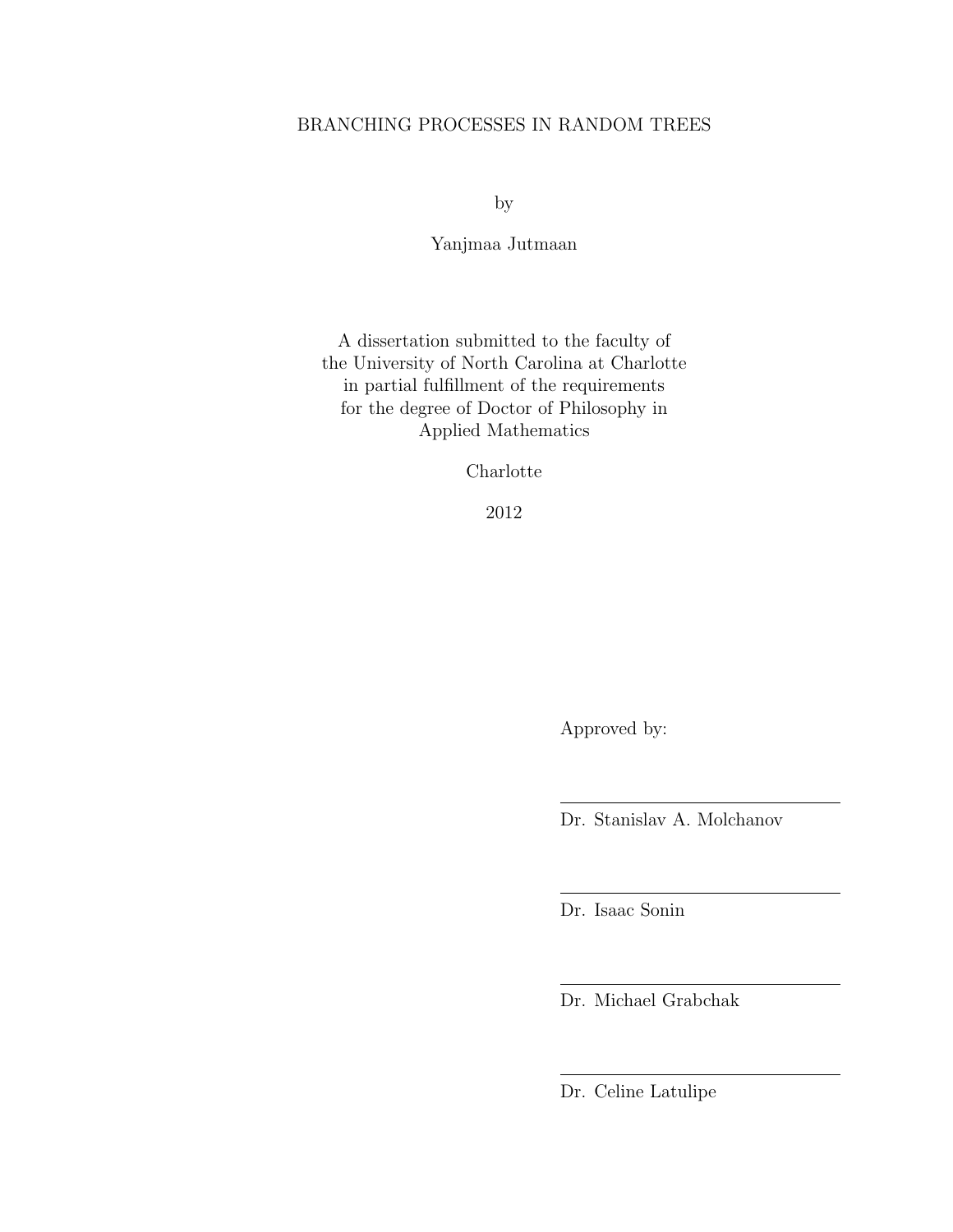# BRANCHING PROCESSES IN RANDOM TREES

by

Yanjmaa Jutmaan

A dissertation submitted to the faculty of
the University of North Carolina at Charlotte
in partial fulfillment of the requirements
for the degree of Doctor of Philosophy in
Applied Mathematics

Charlotte

2012

Approved by:

---

Dr. Stanislav A. Molchanov

---

Dr. Isaac Sonin

---

Dr. Michael Grabchak

---

Dr. Celine Latulipe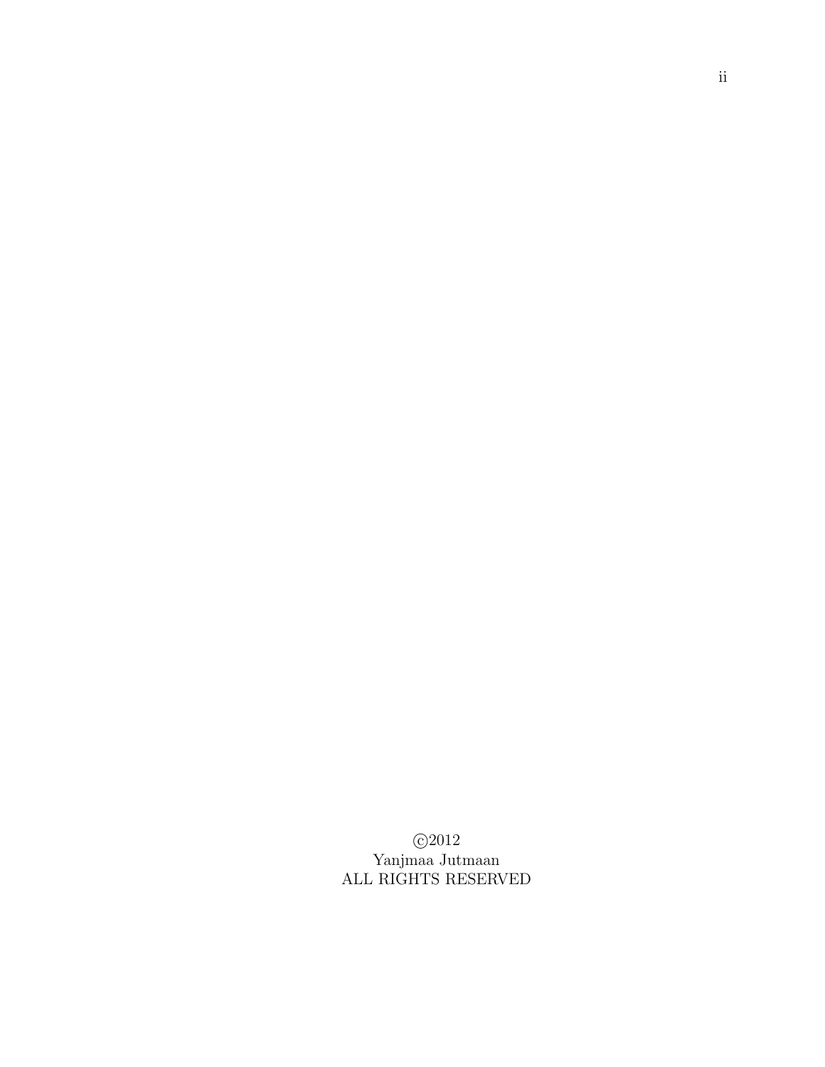©2012
Yanjmaa Jutmaan
ALL RIGHTS RESERVED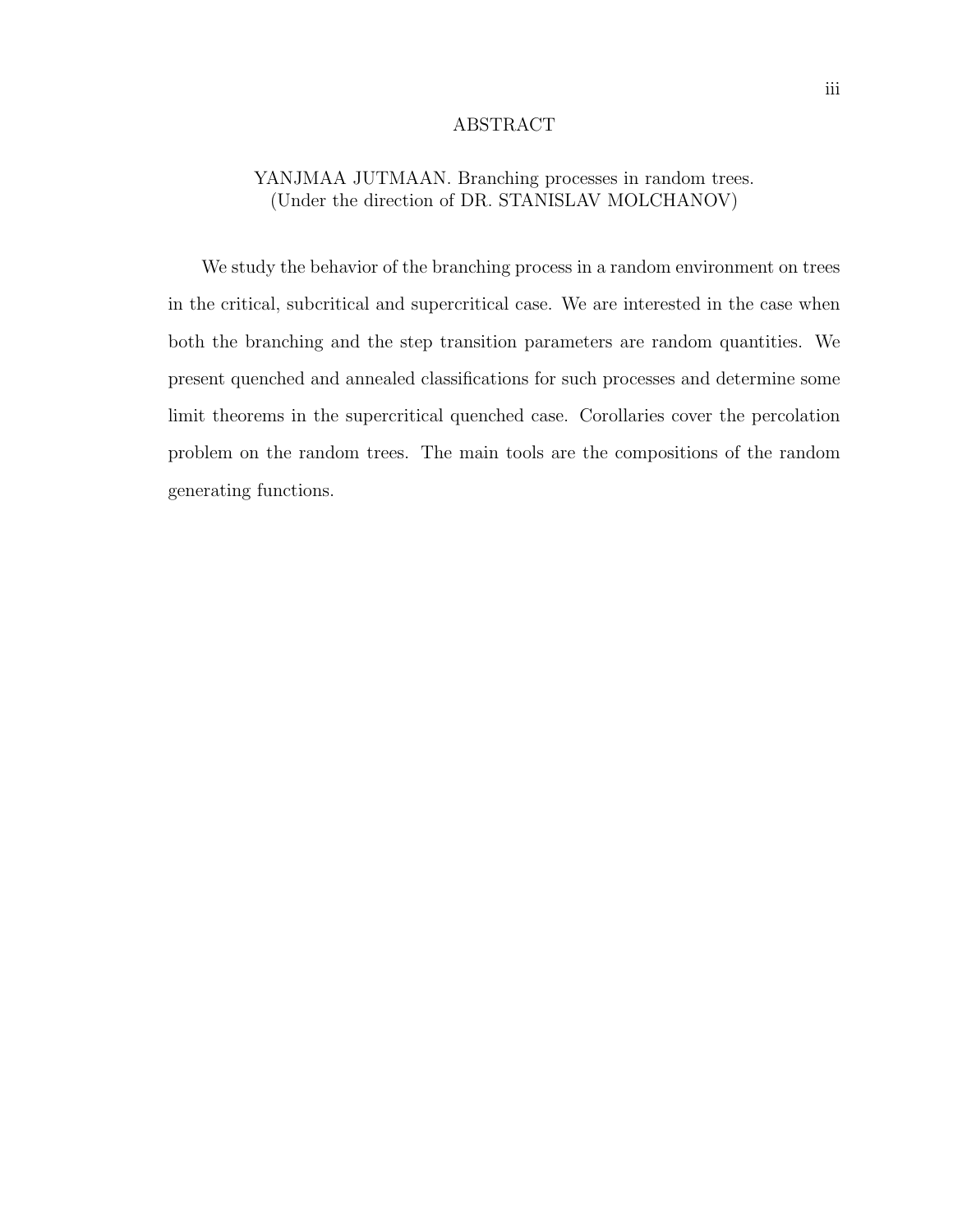# ABSTRACT

YANJMAA JUTMAAN. Branching processes in random trees.
(Under the direction of DR. STANISLAV MOLCHANOV)

We study the behavior of the branching process in a random environment on trees in the critical, subcritical and supercritical case. We are interested in the case when both the branching and the step transition parameters are random quantities. We present quenched and annealed classifications for such processes and determine some limit theorems in the supercritical quenched case. Corollaries cover the percolation problem on the random trees. The main tools are the compositions of the random generating functions.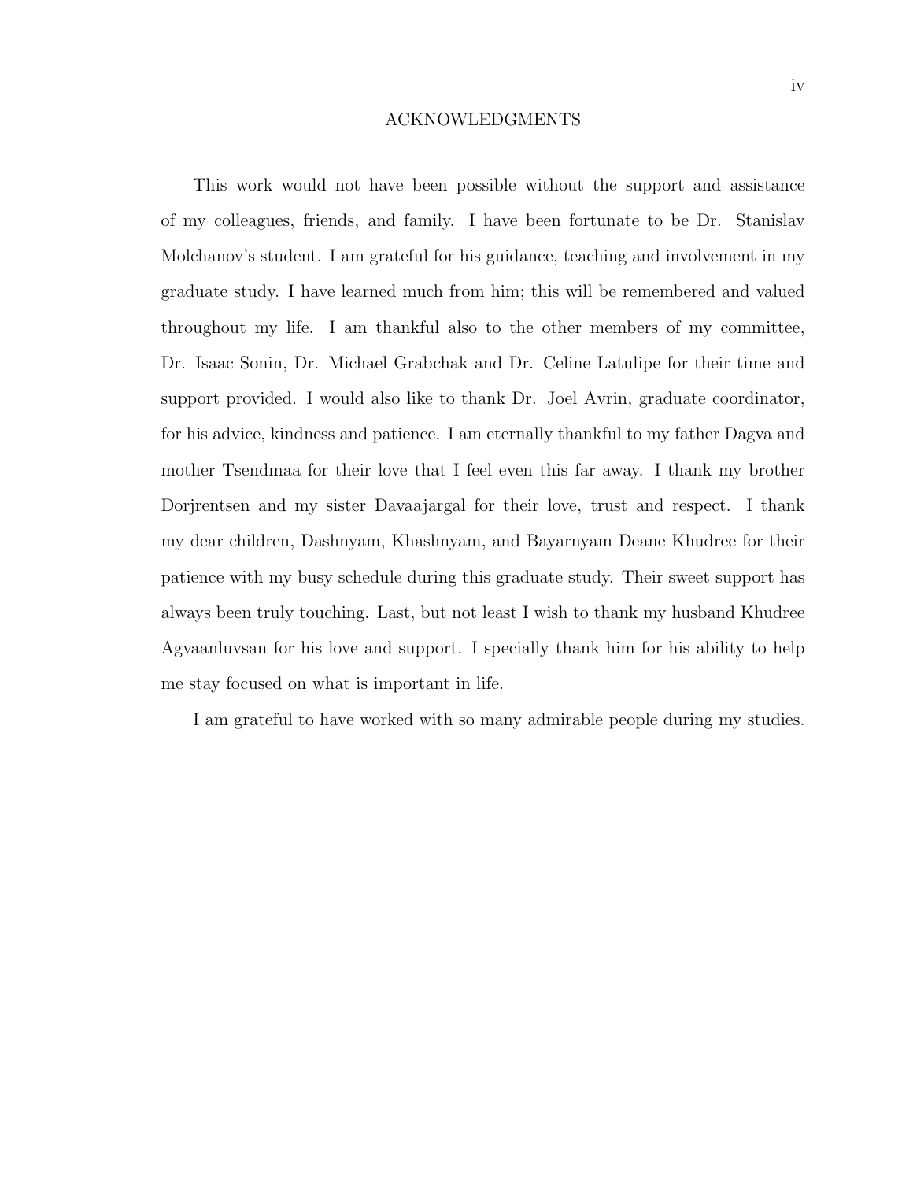# ACKNOWLEDGMENTS

This work would not have been possible without the support and assistance of my colleagues, friends, and family. I have been fortunate to be Dr. Stanislav Molchanov's student. I am grateful for his guidance, teaching and involvement in my graduate study. I have learned much from him; this will be remembered and valued throughout my life. I am thankful also to the other members of my committee, Dr. Isaac Sonin, Dr. Michael Grabchak and Dr. Celine Latulipe for their time and support provided. I would also like to thank Dr. Joel Avrin, graduate coordinator, for his advice, kindness and patience. I am eternally thankful to my father Dagva and mother Tsendmaa for their love that I feel even this far away. I thank my brother Dorjrentsen and my sister Davaajargal for their love, trust and respect. I thank my dear children, Dashnyam, Khashnyam, and Bayarnyam Deane Khudree for their patience with my busy schedule during this graduate study. Their sweet support has always been truly touching. Last, but not least I wish to thank my husband Khudree Agvaanluvsan for his love and support. I specially thank him for his ability to help me stay focused on what is important in life.

I am grateful to have worked with so many admirable people during my studies.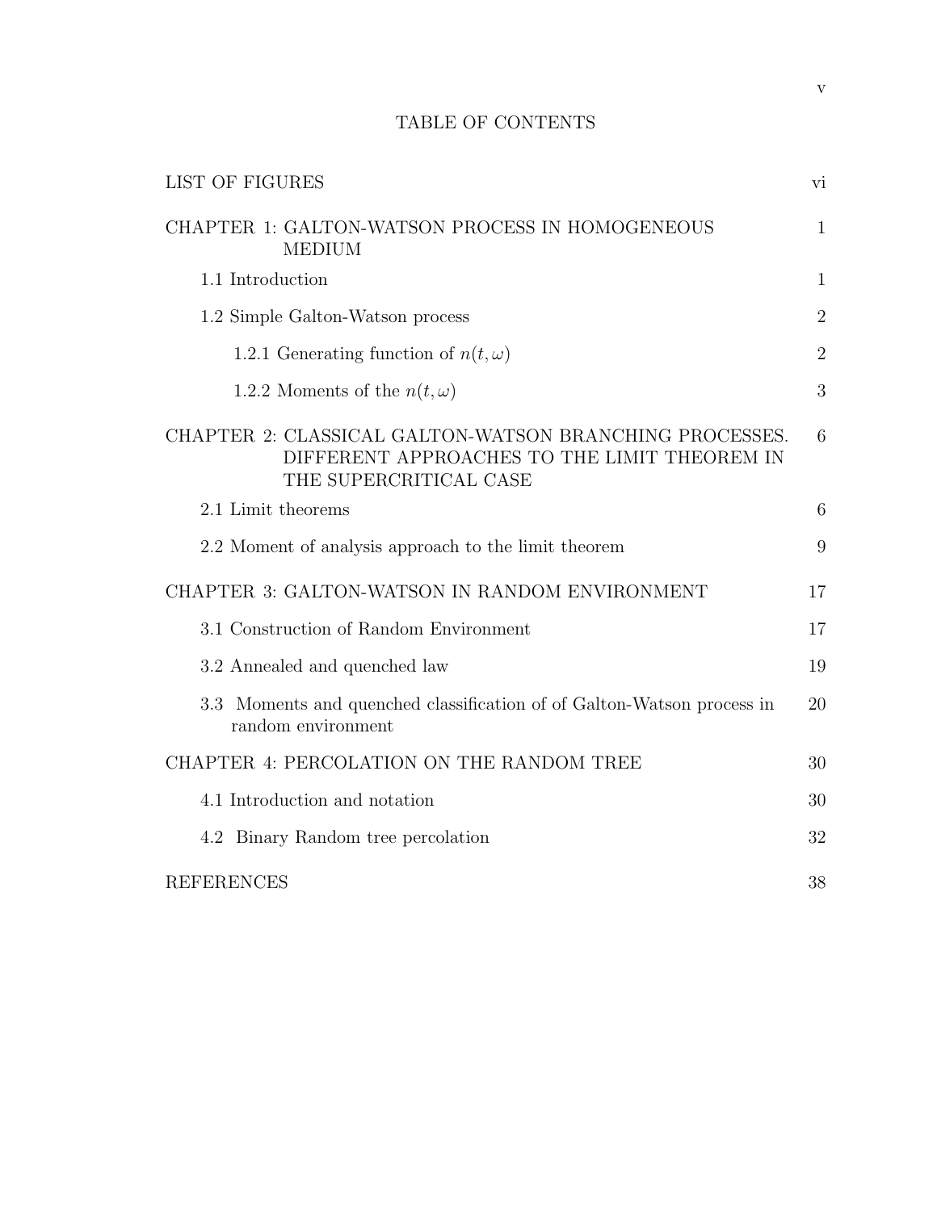# TABLE OF CONTENTS

| | |
|---|---|
| LIST OF FIGURES | vi |
| CHAPTER 1: GALTON-WATSON PROCESS IN HOMOGENEOUS MEDIUM | 1 |
| 1.1 Introduction | 1 |
| 1.2 Simple Galton-Watson process | 2 |
| 1.2.1 Generating function of $n(t, \omega)$ | 2 |
| 1.2.2 Moments of the $n(t, \omega)$ | 3 |
| CHAPTER 2: CLASSICAL GALTON-WATSON BRANCHING PROCESSES. DIFFERENT APPROACHES TO THE LIMIT THEOREM IN THE SUPERCRITICAL CASE | 6 |
| 2.1 Limit theorems | 6 |
| 2.2 Moment of analysis approach to the limit theorem | 9 |
| CHAPTER 3: GALTON-WATSON IN RANDOM ENVIRONMENT | 17 |
| 3.1 Construction of Random Environment | 17 |
| 3.2 Annealed and quenched law | 19 |
| 3.3 Moments and quenched classification of of Galton-Watson process in random environment | 20 |
| CHAPTER 4: PERCOLATION ON THE RANDOM TREE | 30 |
| 4.1 Introduction and notation | 30 |
| 4.2 Binary Random tree percolation | 32 |
| REFERENCES | 38 |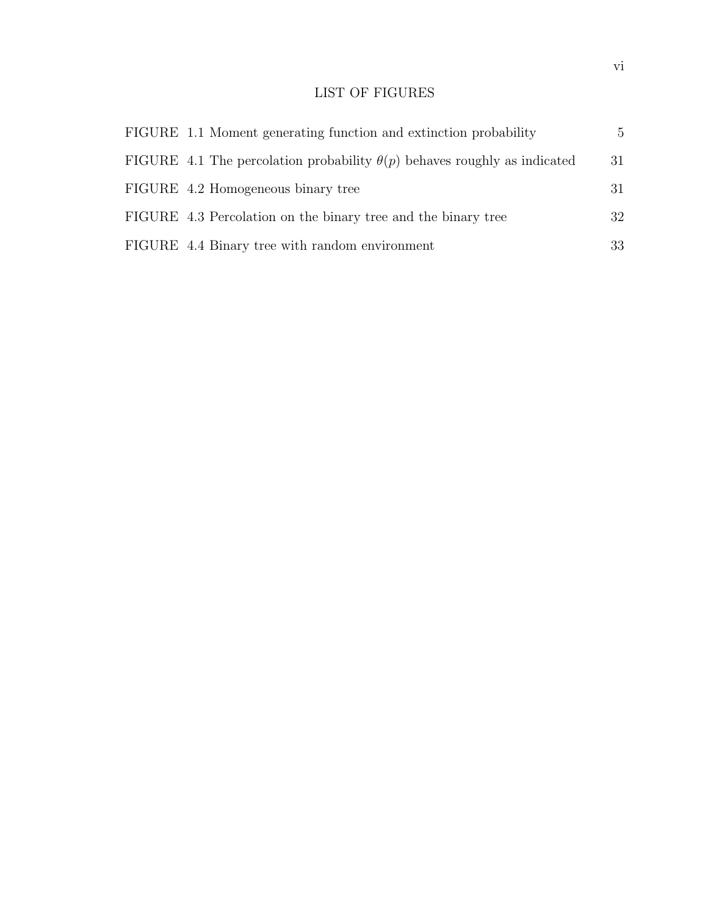# LIST OF FIGURES

| | |
|---|---|
| FIGURE 1.1 Moment generating function and extinction probability | 5 |
| FIGURE 4.1 The percolation probability $\theta(p)$ behaves roughly as indicated | 31 |
| FIGURE 4.2 Homogeneous binary tree | 31 |
| FIGURE 4.3 Percolation on the binary tree and the binary tree | 32 |
| FIGURE 4.4 Binary tree with random environment | 33 |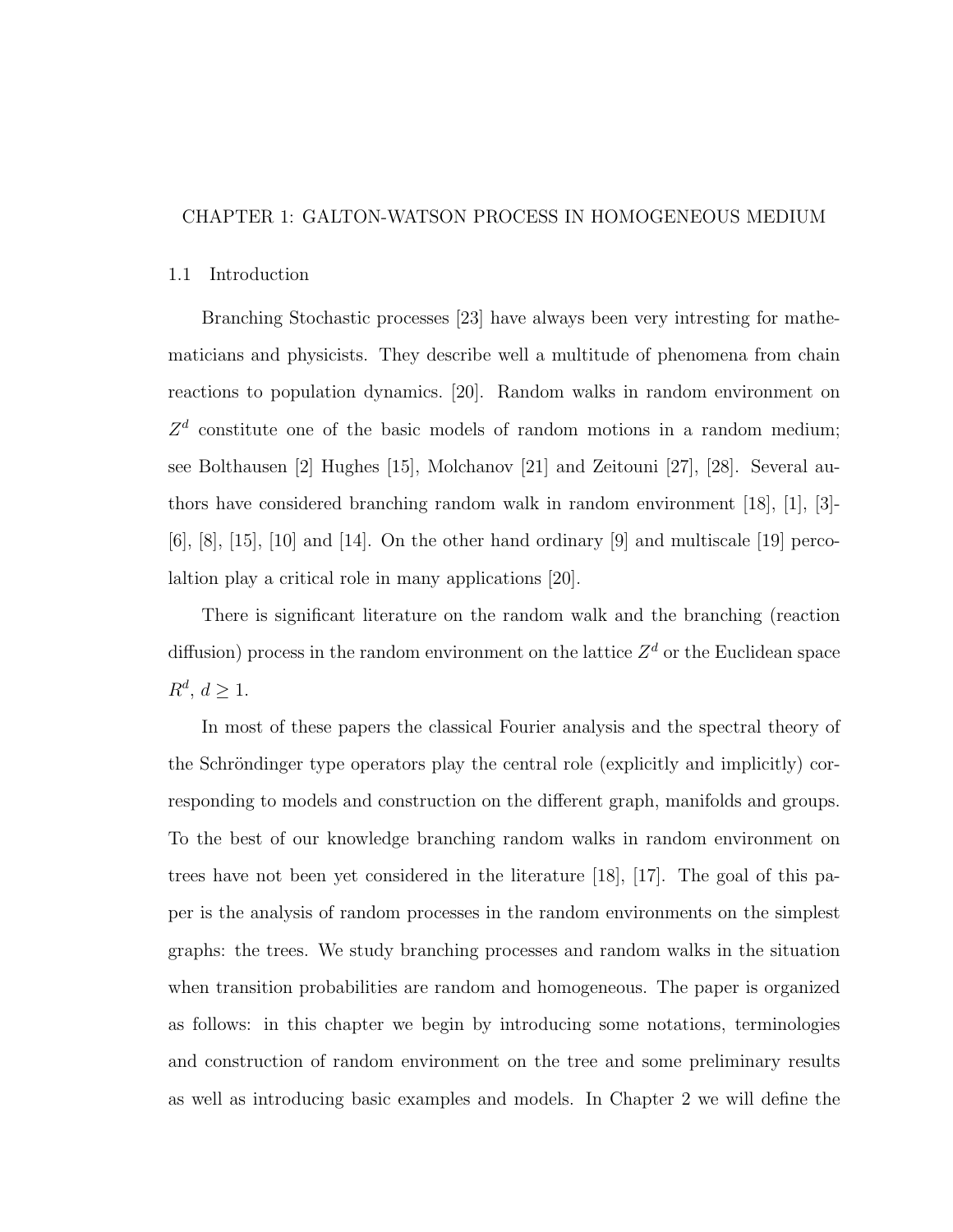# CHAPTER 1: GALTON-WATSON PROCESS IN HOMOGENEOUS MEDIUM

## 1.1 Introduction

Branching Stochastic processes [23] have always been very intresting for mathematicians and physicists. They describe well a multitude of phenomena from chain reactions to population dynamics. [20]. Random walks in random environment on $Z^d$ constitute one of the basic models of random motions in a random medium; see Bolthausen [2] Hughes [15], Molchanov [21] and Zeitouni [27], [28]. Several authors have considered branching random walk in random environment [18], [1], [3]-[6], [8], [15], [10] and [14]. On the other hand ordinary [9] and multiscale [19] percolaltion play a critical role in many applications [20].

There is significant literature on the random walk and the branching (reaction diffusion) process in the random environment on the lattice $Z^d$ or the Euclidean space $R^d$, $d \geq 1$.

In most of these papers the classical Fourier analysis and the spectral theory of the Schröndinger type operators play the central role (explicitly and implicitly) corresponding to models and construction on the different graph, manifolds and groups. To the best of our knowledge branching random walks in random environment on trees have not been yet considered in the literature [18], [17]. The goal of this paper is the analysis of random processes in the random environments on the simplest graphs: the trees. We study branching processes and random walks in the situation when transition probabilities are random and homogeneous. The paper is organized as follows: in this chapter we begin by introducing some notations, terminologies and construction of random environment on the tree and some preliminary results as well as introducing basic examples and models. In Chapter 2 we will define the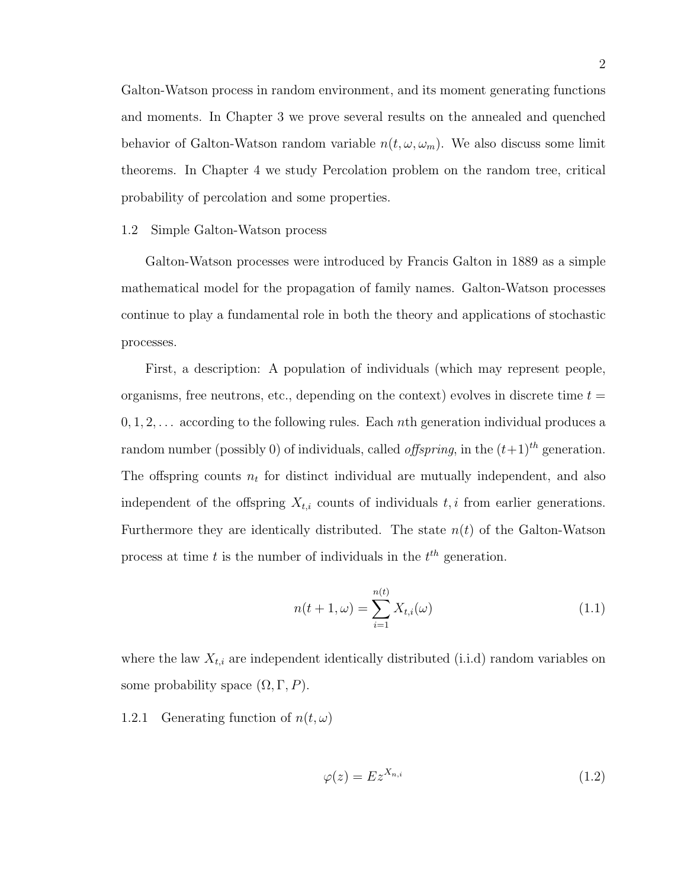Galton-Watson process in random environment, and its moment generating functions and moments. In Chapter 3 we prove several results on the annealed and quenched behavior of Galton-Watson random variable $n(t, \omega, \omega_m)$. We also discuss some limit theorems. In Chapter 4 we study Percolation problem on the random tree, critical probability of percolation and some properties.

## 1.2 Simple Galton-Watson process

Galton-Watson processes were introduced by Francis Galton in 1889 as a simple mathematical model for the propagation of family names. Galton-Watson processes continue to play a fundamental role in both the theory and applications of stochastic processes.

First, a description: A population of individuals (which may represent people, organisms, free neutrons, etc., depending on the context) evolves in discrete time $t = 0, 1, 2, \ldots$ according to the following rules. Each $n$th generation individual produces a random number (possibly 0) of individuals, called *offspring*, in the $(t+1)^{th}$ generation. The offspring counts $n_t$ for distinct individual are mutually independent, and also independent of the offspring $X_{t,i}$ counts of individuals $t, i$ from earlier generations. Furthermore they are identically distributed. The state $n(t)$ of the Galton-Watson process at time $t$ is the number of individuals in the $t^{th}$ generation.

$$n(t+1, \omega) = \sum_{i=1}^{n(t)} X_{t,i}(\omega) \tag{1.1}$$

where the law $X_{t,i}$ are independent identically distributed (i.i.d) random variables on some probability space $(\Omega, \Gamma, P)$.

### 1.2.1 Generating function of $n(t, \omega)$

$$\varphi(z) = Ez^{X_{n,i}} \tag{1.2}$$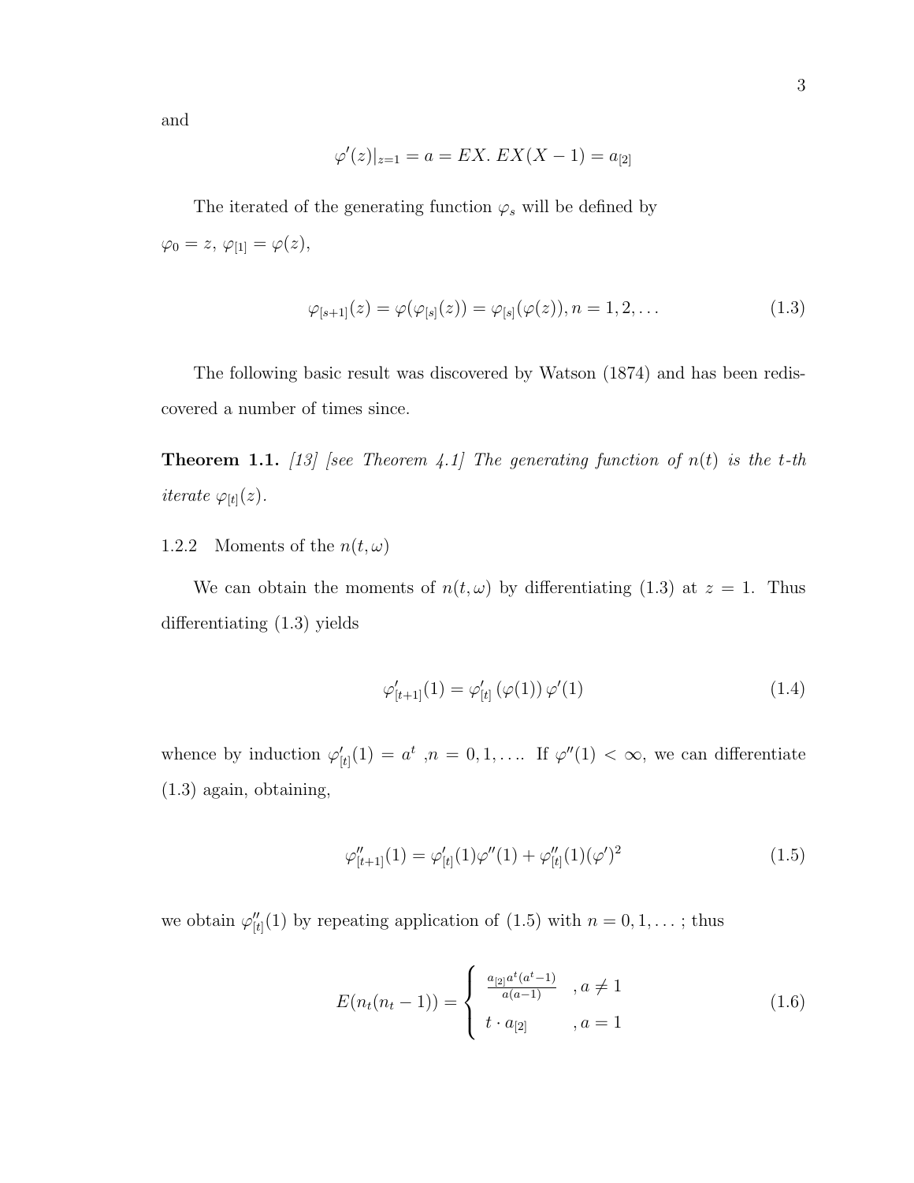and

$$\varphi'(z)|_{z=1} = a = EX. \ EX(X-1) = a_{[2]}$$

The iterated of the generating function $\varphi_s$ will be defined by $\varphi_0 = z$, $\varphi_{[1]} = \varphi(z)$,

$$\varphi_{[s+1]}(z) = \varphi(\varphi_{[s]}(z)) = \varphi_{[s]}(\varphi(z)), n = 1, 2, \dots \tag{1.3}$$

The following basic result was discovered by Watson (1874) and has been rediscovered a number of times since.

**Theorem 1.1.** *[13] [see Theorem 4.1] The generating function of $n(t)$ is the $t$-th iterate $\varphi_{[t]}(z)$.*

### 1.2.2 Moments of the $n(t, \omega)$

We can obtain the moments of $n(t, \omega)$ by differentiating (1.3) at $z = 1$. Thus differentiating (1.3) yields

$$\varphi'_{[t+1]}(1) = \varphi'_{[t]}\left(\varphi(1)\right)\varphi'(1) \tag{1.4}$$

whence by induction $\varphi'_{[t]}(1) = a^t$ ,$n = 0, 1, \dots$. If $\varphi''(1) < \infty$, we can differentiate (1.3) again, obtaining,

$$\varphi''_{[t+1]}(1) = \varphi'_{[t]}(1)\varphi''(1) + \varphi''_{[t]}(1)(\varphi')^2 \tag{1.5}$$

we obtain $\varphi''_{[t]}(1)$ by repeating application of (1.5) with $n = 0, 1, \dots$ ; thus

$$E(n_t(n_t - 1)) = \begin{cases} \frac{a_{[2]}a^t(a^t-1)}{a(a-1)} & , a \neq 1 \\ t \cdot a_{[2]} & , a = 1 \end{cases} \tag{1.6}$$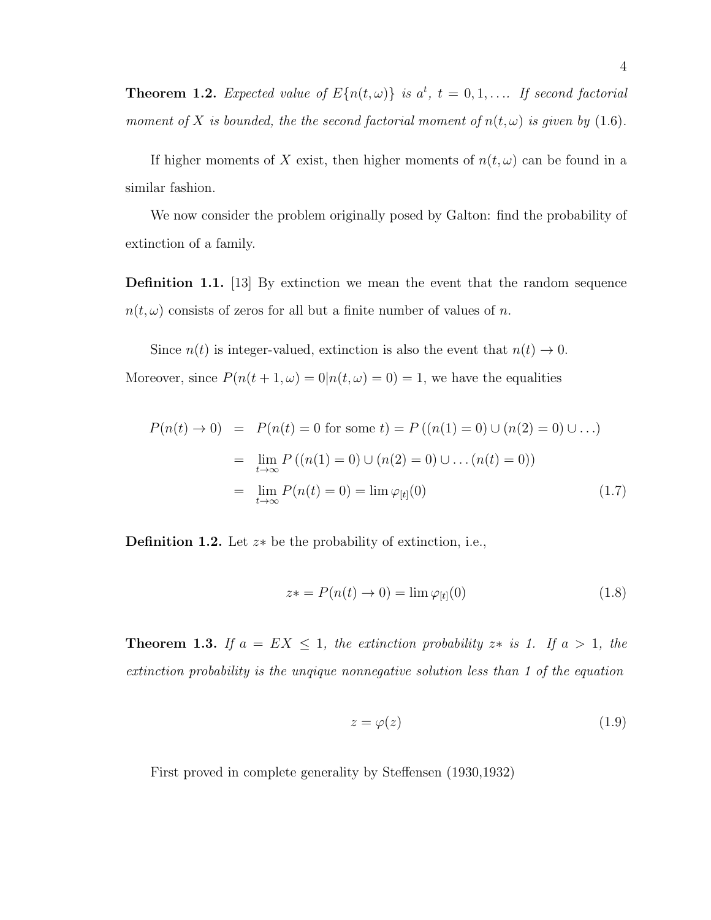**Theorem 1.2.** *Expected value of $E\{n(t,\omega)\}$ is $a^t$, $t = 0, 1, \ldots$. If second factorial moment of $X$ is bounded, the the second factorial moment of $n(t,\omega)$ is given by (1.6).*

If higher moments of $X$ exist, then higher moments of $n(t,\omega)$ can be found in a similar fashion.

We now consider the problem originally posed by Galton: find the probability of extinction of a family.

**Definition 1.1.** [13] By extinction we mean the event that the random sequence $n(t,\omega)$ consists of zeros for all but a finite number of values of $n$.

Since $n(t)$ is integer-valued, extinction is also the event that $n(t) \to 0$. Moreover, since $P(n(t+1,\omega) = 0 | n(t,\omega) = 0) = 1$, we have the equalities

$$
\begin{aligned}
P(n(t) \to 0) &= P(n(t) = 0 \text{ for some } t) = P\left((n(1) = 0) \cup (n(2) = 0) \cup \ldots\right) \\
&= \lim_{t \to \infty} P\left((n(1) = 0) \cup (n(2) = 0) \cup \ldots (n(t) = 0)\right) \\
&= \lim_{t \to \infty} P(n(t) = 0) = \lim \varphi_{[t]}(0) \qquad (1.7)
\end{aligned}
$$

**Definition 1.2.** Let $z*$ be the probability of extinction, i.e.,

$$z* = P(n(t) \to 0) = \lim \varphi_{[t]}(0) \qquad (1.8)$$

**Theorem 1.3.** *If $a = EX \leq 1$, the extinction probability $z*$ is 1. If $a > 1$, the extinction probability is the unqique nonnegative solution less than 1 of the equation*

$$z = \varphi(z) \qquad (1.9)$$

First proved in complete generality by Steffensen (1930,1932)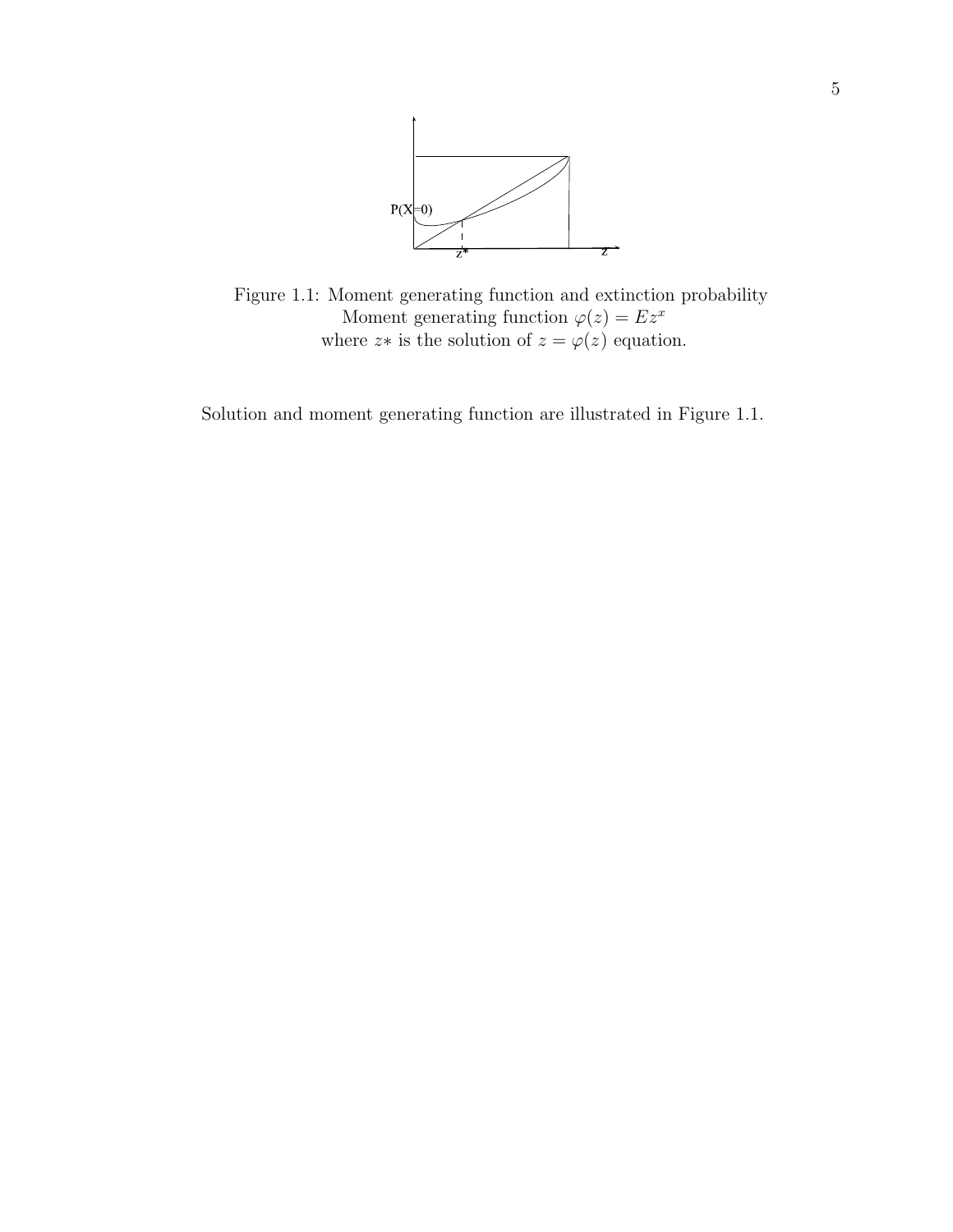Figure 1.1: Moment generating function and extinction probability
Moment generating function $\varphi(z) = Ez^x$
where $z*$ is the solution of $z = \varphi(z)$ equation.

Solution and moment generating function are illustrated in Figure 1.1.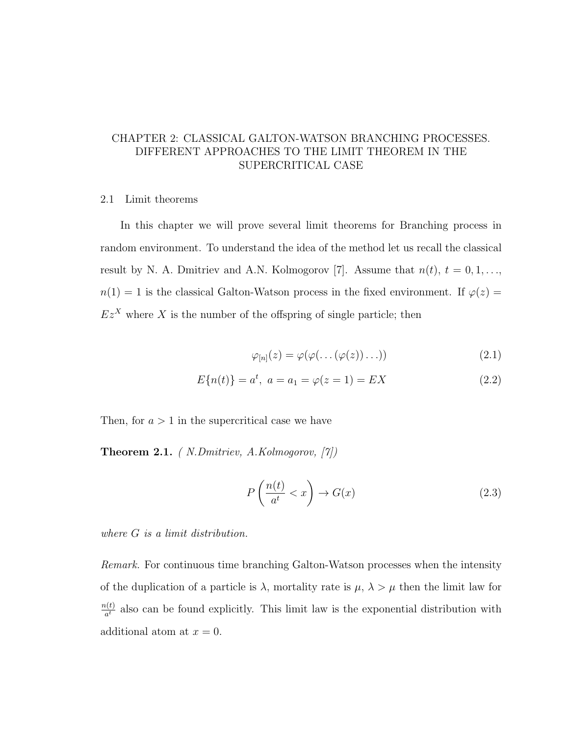# CHAPTER 2: CLASSICAL GALTON-WATSON BRANCHING PROCESSES. DIFFERENT APPROACHES TO THE LIMIT THEOREM IN THE SUPERCRITICAL CASE

## 2.1 Limit theorems

In this chapter we will prove several limit theorems for Branching process in random environment. To understand the idea of the method let us recall the classical result by N. A. Dmitriev and A.N. Kolmogorov [7]. Assume that $n(t)$, $t = 0, 1, \ldots$, $n(1) = 1$ is the classical Galton-Watson process in the fixed environment. If $\varphi(z) = Ez^X$ where $X$ is the number of the offspring of single particle; then

$$\varphi_{[n]}(z) = \varphi(\varphi(\ldots(\varphi(z))\ldots)) \tag{2.1}$$

$$E\{n(t)\} = a^t, \ a = a_1 = \varphi(z = 1) = EX \tag{2.2}$$

Then, for $a > 1$ in the supercritical case we have

**Theorem 2.1.** *( N.Dmitriev, A.Kolmogorov, [7])*

$$P\left(\frac{n(t)}{a^t} < x\right) \to G(x) \tag{2.3}$$

*where $G$ is a limit distribution.*

*Remark.* For continuous time branching Galton-Watson processes when the intensity of the duplication of a particle is $\lambda$, mortality rate is $\mu$, $\lambda > \mu$ then the limit law for $\frac{n(t)}{a^t}$ also can be found explicitly. This limit law is the exponential distribution with additional atom at $x = 0$.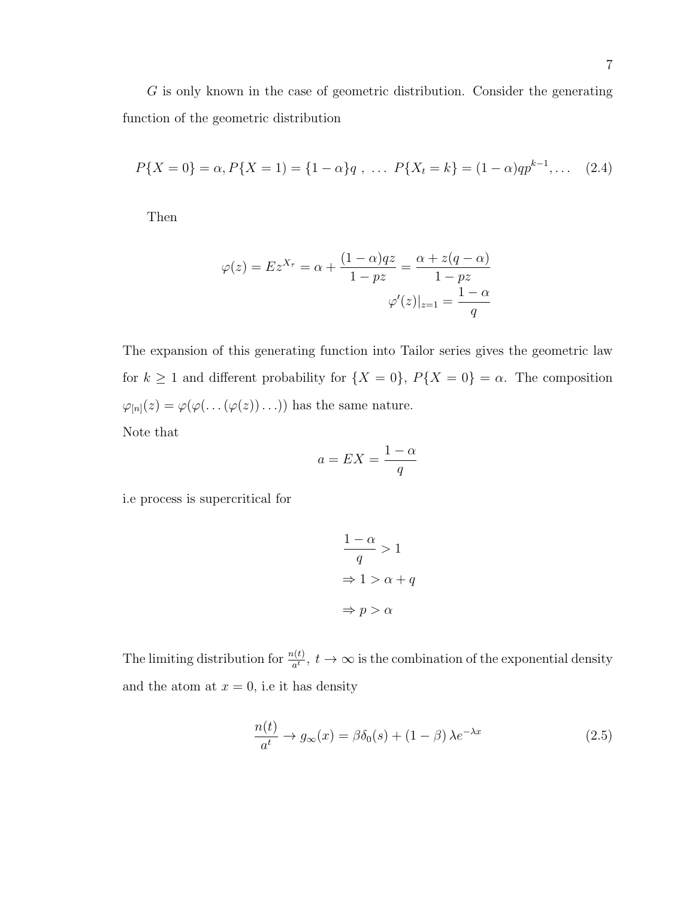$G$ is only known in the case of geometric distribution. Consider the generating function of the geometric distribution

$$P\{X = 0\} = \alpha, P\{X = 1) = \{1 - \alpha\}q \ , \ \ldots \ P\{X_t = k\} = (1 - \alpha)qp^{k-1}, \ldots \quad (2.4)$$

Then

$$\varphi(z) = Ez^{X_\tau} = \alpha + \frac{(1-\alpha)qz}{1-pz} = \frac{\alpha + z(q-\alpha)}{1-pz}$$
$$\varphi'(z)|_{z=1} = \frac{1-\alpha}{q}$$

The expansion of this generating function into Tailor series gives the geometric law for $k \geq 1$ and different probability for $\{X = 0\}$, $P\{X = 0\} = \alpha$. The composition $\varphi_{[n]}(z) = \varphi(\varphi(\ldots(\varphi(z))\ldots))$ has the same nature.

Note that

$$a = EX = \frac{1-\alpha}{q}$$

i.e process is supercritical for

$$\frac{1-\alpha}{q} > 1$$
$$\Rightarrow 1 > \alpha + q$$
$$\Rightarrow p > \alpha$$

The limiting distribution for $\frac{n(t)}{a^t}$, $t \to \infty$ is the combination of the exponential density and the atom at $x = 0$, i.e it has density

$$\frac{n(t)}{a^t} \to g_\infty(x) = \beta\delta_0(s) + (1-\beta)\,\lambda e^{-\lambda x} \quad (2.5)$$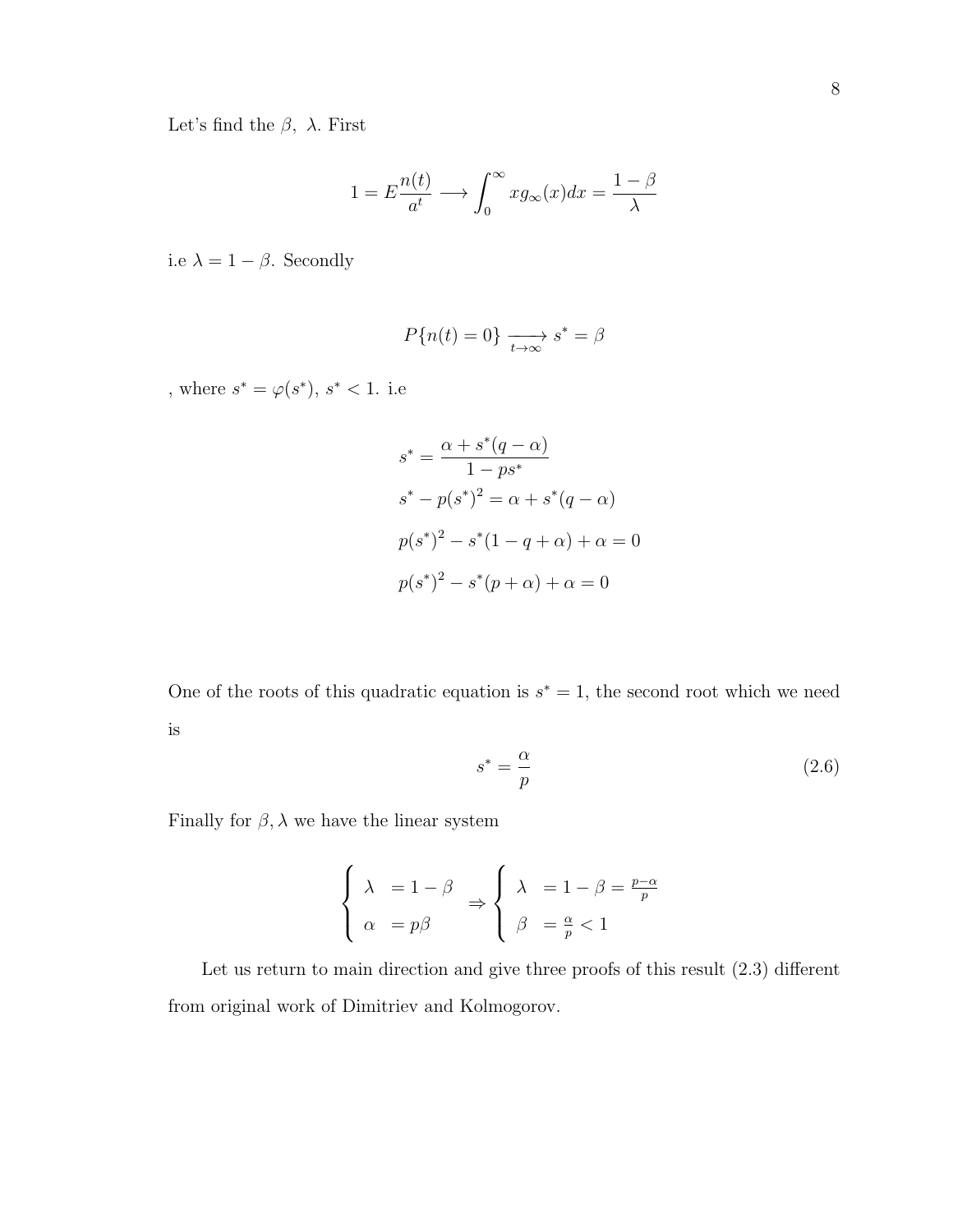Let's find the $\beta,\ \lambda$. First

$$1 = E\frac{n(t)}{a^t} \longrightarrow \int_0^\infty x g_\infty(x)dx = \frac{1-\beta}{\lambda}$$

i.e $\lambda = 1-\beta$. Secondly

$$P\{n(t)=0\} \underset{t\to\infty}{\longrightarrow} s^* = \beta$$

, where $s^* = \varphi(s^*)$, $s^* < 1$. i.e

$$
\begin{aligned}
s^* &= \frac{\alpha + s^*(q-\alpha)}{1-ps^*} \\
s^* - p(s^*)^2 &= \alpha + s^*(q-\alpha) \\
p(s^*)^2 - s^*(1-q+\alpha) + \alpha &= 0 \\
p(s^*)^2 - s^*(p+\alpha) + \alpha &= 0
\end{aligned}
$$

One of the roots of this quadratic equation is $s^* = 1$, the second root which we need is

$$s^* = \frac{\alpha}{p} \tag{2.6}$$

Finally for $\beta, \lambda$ we have the linear system

$$\left\{ \begin{array}{ll} \lambda & = 1-\beta \\ \alpha & = p\beta \end{array} \right. \Rightarrow \left\{ \begin{array}{ll} \lambda & = 1-\beta = \frac{p-\alpha}{p} \\ \beta & = \frac{\alpha}{p} < 1 \end{array} \right.$$

Let us return to main direction and give three proofs of this result (2.3) different from original work of Dimitriev and Kolmogorov.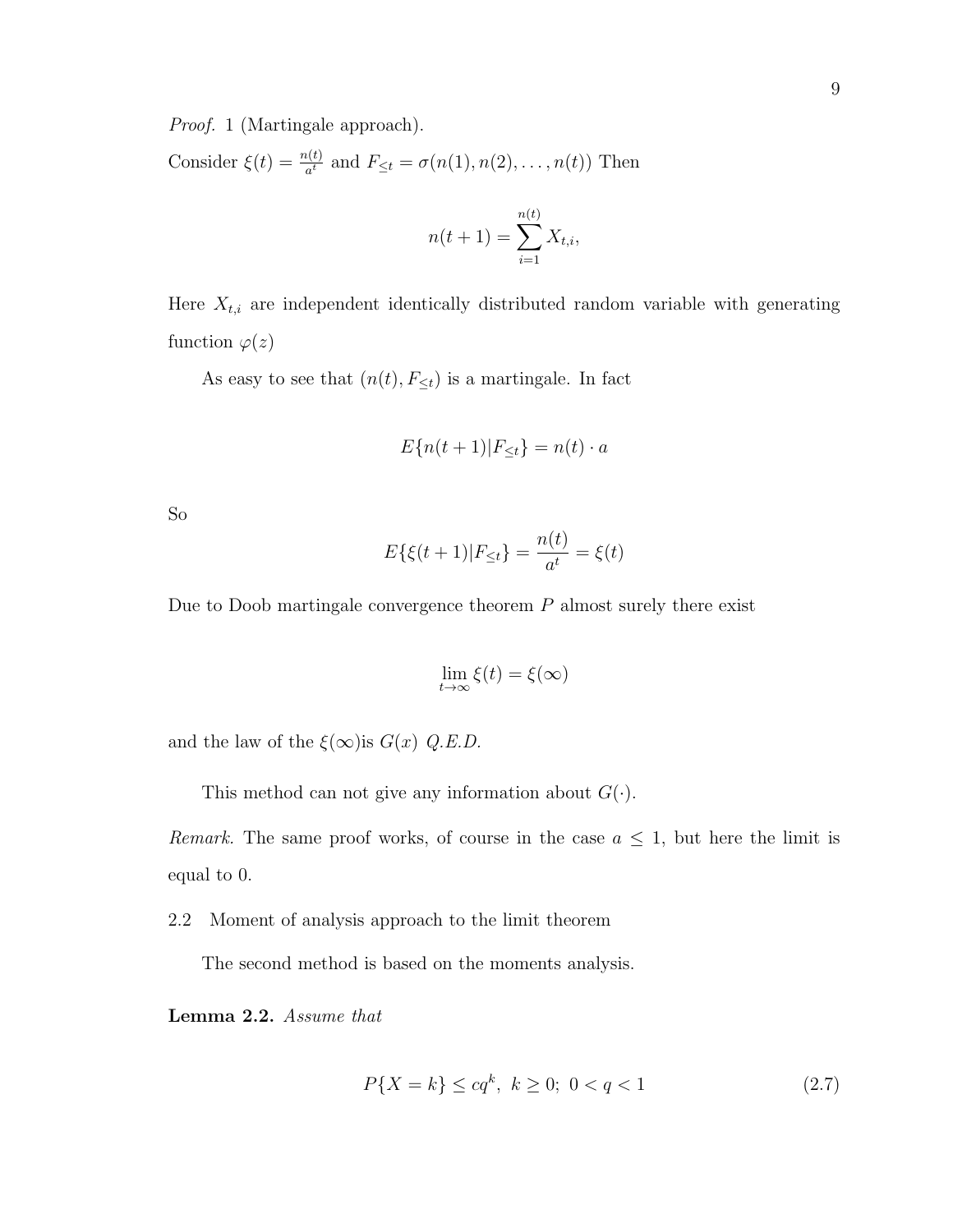*Proof.* 1 (Martingale approach).

Consider $\xi(t) = \frac{n(t)}{a^t}$ and $F_{\leq t} = \sigma(n(1), n(2), \ldots, n(t))$ Then

$$n(t+1) = \sum_{i=1}^{n(t)} X_{t,i},$$

Here $X_{t,i}$ are independent identically distributed random variable with generating function $\varphi(z)$

As easy to see that $(n(t), F_{\leq t})$ is a martingale. In fact

$$E\{n(t+1)|F_{\leq t}\} = n(t) \cdot a$$

So

$$E\{\xi(t+1)|F_{\leq t}\} = \frac{n(t)}{a^t} = \xi(t)$$

Due to Doob martingale convergence theorem $P$ almost surely there exist

$$\lim_{t \to \infty} \xi(t) = \xi(\infty)$$

and the law of the $\xi(\infty)$is $G(x)$ *Q.E.D.*

This method can not give any information about $G(\cdot)$.

*Remark.* The same proof works, of course in the case $a \leq 1$, but here the limit is equal to 0.

2.2 Moment of analysis approach to the limit theorem

The second method is based on the moments analysis.

**Lemma 2.2.** *Assume that*

$$P\{X = k\} \leq cq^k, \ k \geq 0; \ 0 < q < 1 \tag{2.7}$$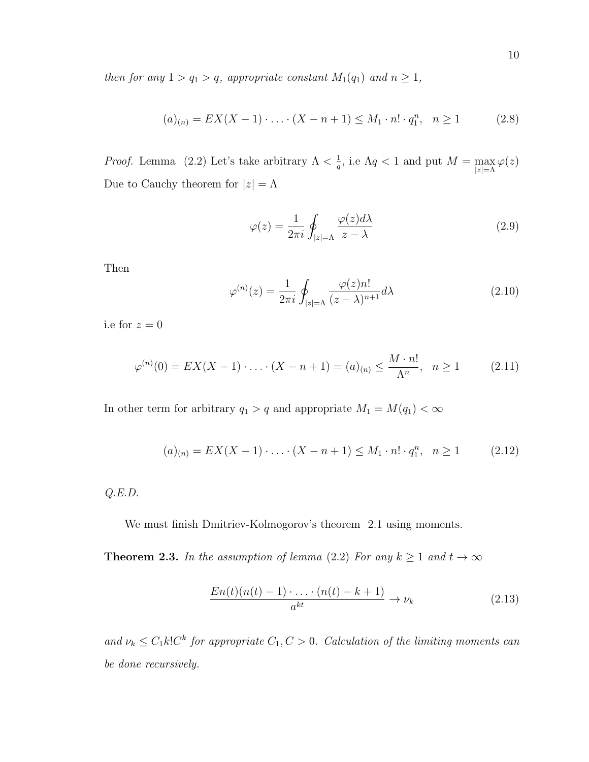*then for any $1 > q_1 > q$, appropriate constant $M_1(q_1)$ and $n \geq 1$,*

$$(a)_{(n)} = EX(X-1) \cdot \ldots \cdot (X-n+1) \leq M_1 \cdot n! \cdot q_1^n, \quad n \geq 1 \tag{2.8}$$

*Proof.* Lemma (2.2) Let's take arbitrary $\Lambda < \frac{1}{q}$, i.e $\Lambda q < 1$ and put $M = \max_{|z|=\Lambda} \varphi(z)$ Due to Cauchy theorem for $|z| = \Lambda$

$$\varphi(z) = \frac{1}{2\pi i} \oint_{|z|=\Lambda} \frac{\varphi(z) d\lambda}{z - \lambda} \tag{2.9}$$

Then

$$\varphi^{(n)}(z) = \frac{1}{2\pi i} \oint_{|z|=\Lambda} \frac{\varphi(z) n!}{(z-\lambda)^{n+1}} d\lambda \tag{2.10}$$

i.e for $z = 0$

$$\varphi^{(n)}(0) = EX(X-1) \cdot \ldots \cdot (X-n+1) = (a)_{(n)} \leq \frac{M \cdot n!}{\Lambda^n}, \quad n \geq 1 \tag{2.11}$$

In other term for arbitrary $q_1 > q$ and appropriate $M_1 = M(q_1) < \infty$

$$(a)_{(n)} = EX(X-1) \cdot \ldots \cdot (X-n+1) \leq M_1 \cdot n! \cdot q_1^n, \quad n \geq 1 \tag{2.12}$$

*Q.E.D.*

We must finish Dmitriev-Kolmogorov's theorem 2.1 using moments.

**Theorem 2.3.** *In the assumption of lemma (2.2) For any $k \geq 1$ and $t \to \infty$*

$$\frac{En(t)(n(t)-1) \cdot \ldots \cdot (n(t)-k+1)}{a^{kt}} \to \nu_k \tag{2.13}$$

*and $\nu_k \leq C_1 k! C^k$ for appropriate $C_1, C > 0$. Calculation of the limiting moments can be done recursively.*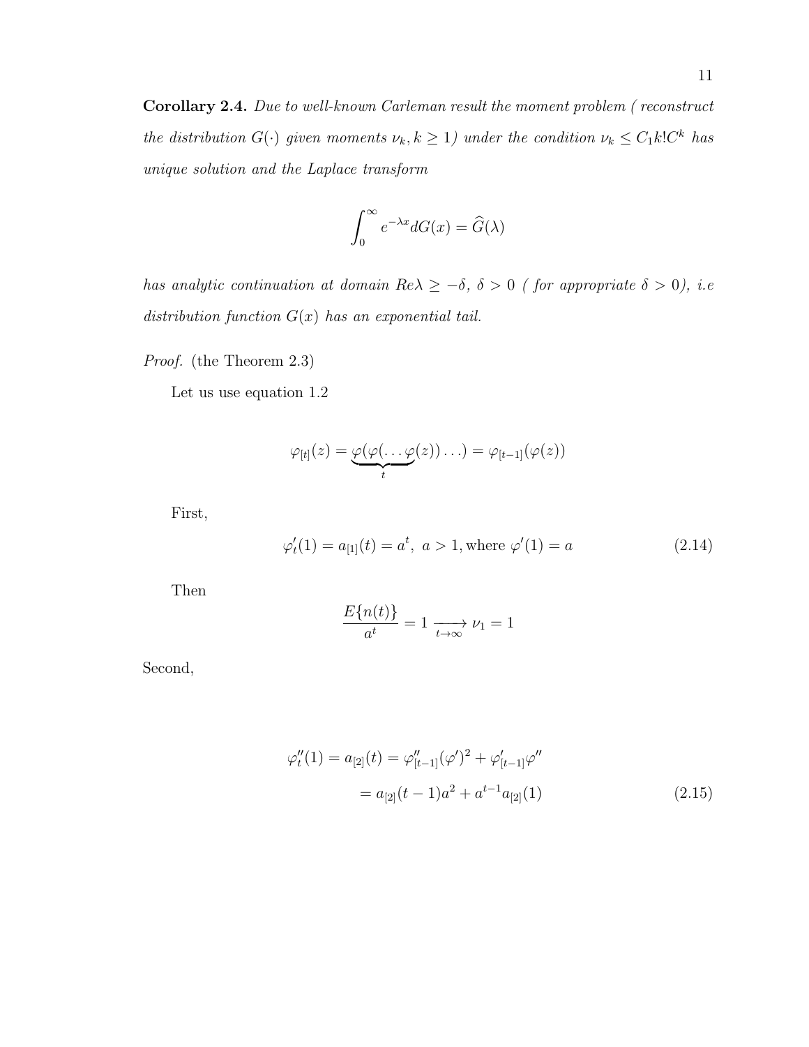**Corollary 2.4.** *Due to well-known Carleman result the moment problem ( reconstruct the distribution $G(\cdot)$ given moments $\nu_k, k \geq 1$) under the condition $\nu_k \leq C_1 k! C^k$ has unique solution and the Laplace transform*

$$\int_0^\infty e^{-\lambda x} dG(x) = \widehat{G}(\lambda)$$

*has analytic continuation at domain $Re\lambda \geq -\delta$, $\delta > 0$ ( for appropriate $\delta > 0$), i.e distribution function $G(x)$ has an exponential tail.*

*Proof.* (the Theorem 2.3)

Let us use equation 1.2

$$\varphi_{[t]}(z) = \underbrace{\varphi(\varphi(\ldots\varphi}_{t}(z))\ldots) = \varphi_{[t-1]}(\varphi(z))$$

First,

$$\varphi_t'(1) = a_{[1]}(t) = a^t,\ a > 1, \text{where } \varphi'(1) = a \tag{2.14}$$

Then

$$\frac{E\{n(t)\}}{a^t} = 1 \xrightarrow[t\to\infty]{} \nu_1 = 1$$

Second,

$$\begin{aligned} \varphi_t''(1) = a_{[2]}(t) &= \varphi_{[t-1]}''(\varphi')^2 + \varphi_{[t-1]}'\varphi'' \\ &= a_{[2]}(t-1)a^2 + a^{t-1}a_{[2]}(1) \end{aligned} \tag{2.15}$$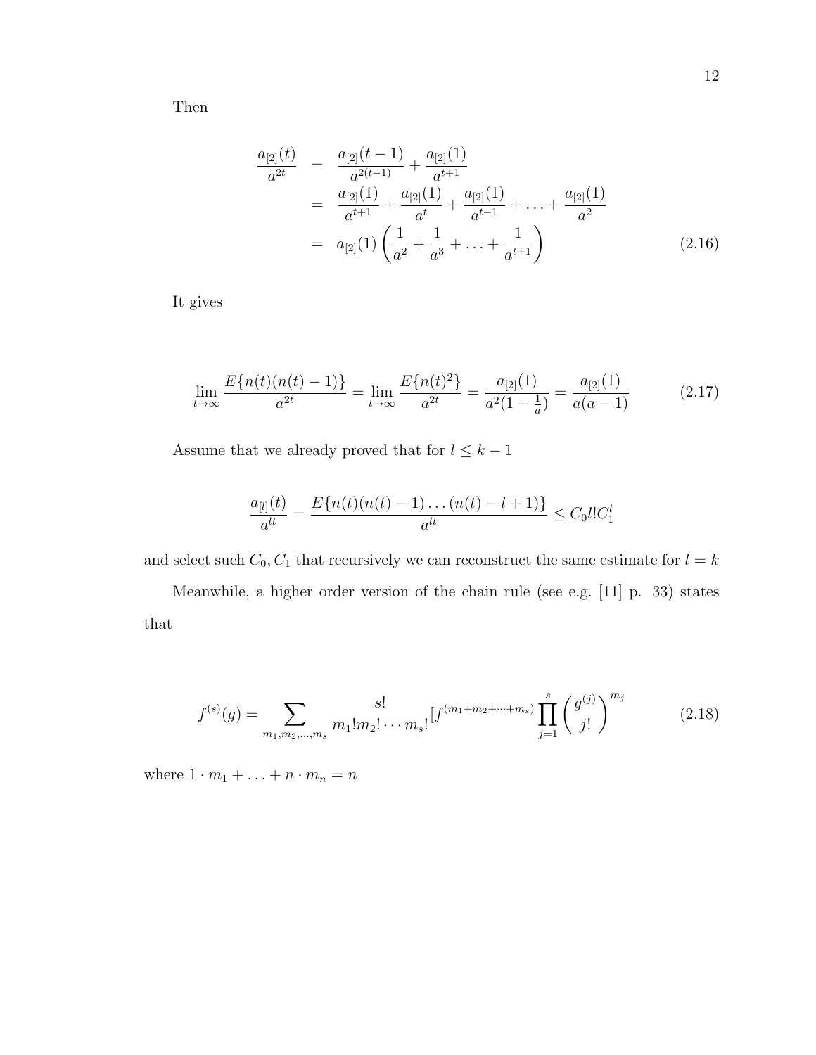Then

$$
\begin{aligned}
\frac{a_{[2]}(t)}{a^{2t}} &= \frac{a_{[2]}(t-1)}{a^{2(t-1)}} + \frac{a_{[2]}(1)}{a^{t+1}} \\
&= \frac{a_{[2]}(1)}{a^{t+1}} + \frac{a_{[2]}(1)}{a^{t}} + \frac{a_{[2]}(1)}{a^{t-1}} + \ldots + \frac{a_{[2]}(1)}{a^{2}} \\
&= a_{[2]}(1)\left(\frac{1}{a^2} + \frac{1}{a^3} + \ldots + \frac{1}{a^{t+1}}\right)
\end{aligned} \tag{2.16}
$$

It gives

$$
\lim_{t\to\infty} \frac{E\{n(t)(n(t)-1)\}}{a^{2t}} = \lim_{t\to\infty} \frac{E\{n(t)^2\}}{a^{2t}} = \frac{a_{[2]}(1)}{a^2(1-\frac{1}{a})} = \frac{a_{[2]}(1)}{a(a-1)} \tag{2.17}
$$

Assume that we already proved that for $l \leq k-1$

$$
\frac{a_{[l]}(t)}{a^{lt}} = \frac{E\{n(t)(n(t)-1)\ldots(n(t)-l+1)\}}{a^{lt}} \leq C_0 l! C_1^l
$$

and select such $C_0, C_1$ that recursively we can reconstruct the same estimate for $l = k$

Meanwhile, a higher order version of the chain rule (see e.g. [11] p. 33) states that

$$
f^{(s)}(g) = \sum_{m_1, m_2, \ldots, m_s} \frac{s!}{m_1! m_2! \cdots m_s!} [f^{(m_1+m_2+\cdots+m_s)} \prod_{j=1}^{s} \left(\frac{g^{(j)}}{j!}\right)^{m_j} \tag{2.18}
$$

where $1 \cdot m_1 + \ldots + n \cdot m_n = n$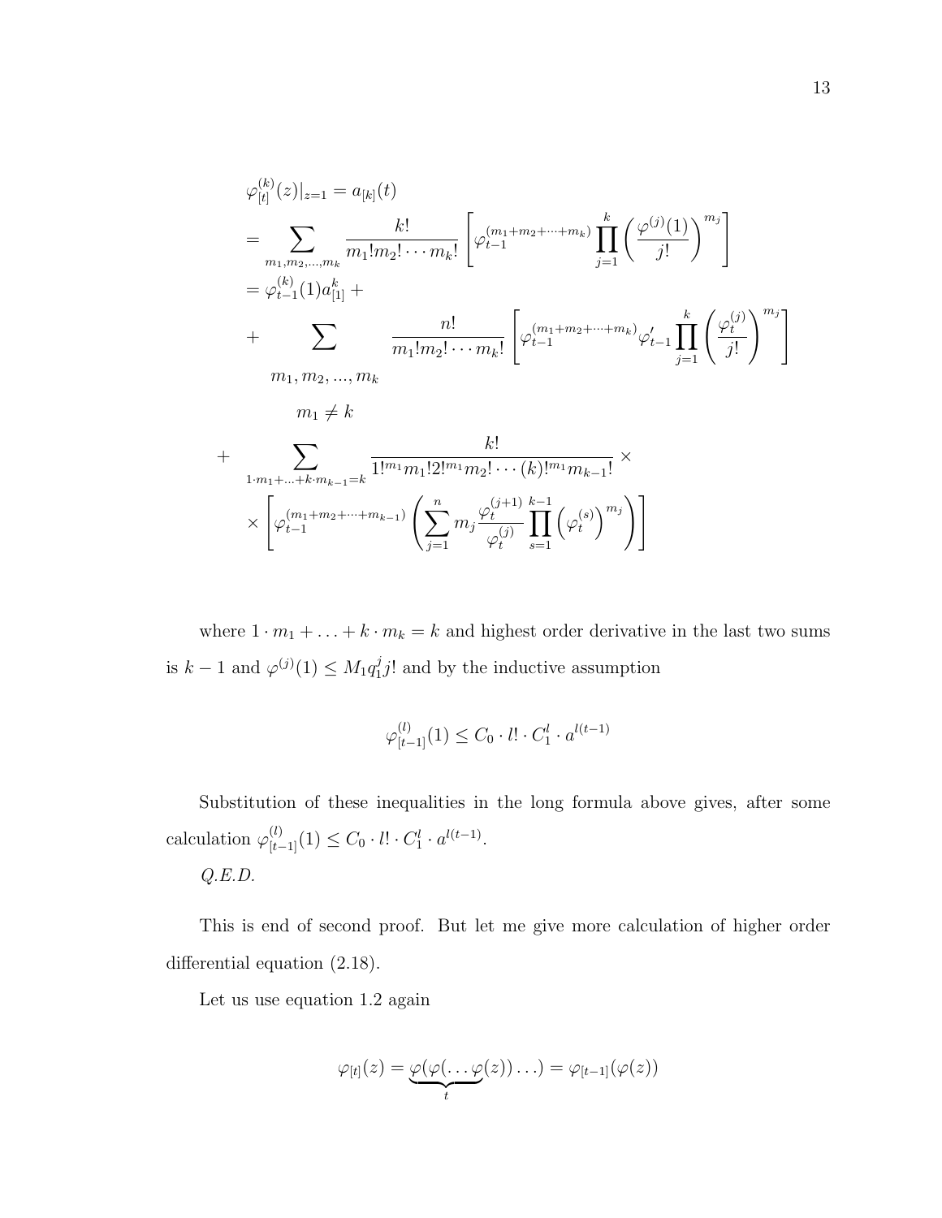$$
\begin{aligned}
&\varphi_{[t]}^{(k)}(z)|_{z=1} = a_{[k]}(t) \\
&= \sum_{m_1,m_2,\ldots,m_k} \frac{k!}{m_1!m_2!\cdots m_k!} \left[ \varphi_{t-1}^{(m_1+m_2+\cdots+m_k)} \prod_{j=1}^{k} \left( \frac{\varphi^{(j)}(1)}{j!} \right)^{m_j} \right] \\
&= \varphi_{t-1}^{(k)}(1) a_{[1]}^k + \\
&+ \sum_{\substack{m_1, m_2, \ldots, m_k \\ m_1 \neq k}} \frac{n!}{m_1!m_2!\cdots m_k!} \left[ \varphi_{t-1}^{(m_1+m_2+\cdots+m_k)} \varphi_{t-1}' \prod_{j=1}^{k} \left( \frac{\varphi_t^{(j)}}{j!} \right)^{m_j} \right] \\
+ &\sum_{1\cdot m_1+\ldots+k\cdot m_{k-1}=k} \frac{k!}{1!^{m_1} m_1! 2!^{m_1} m_2! \cdots (k)!^{m_1} m_{k-1}!} \times \\
&\times \left[ \varphi_{t-1}^{(m_1+m_2+\cdots+m_{k-1})} \left( \sum_{j=1}^{n} m_j \frac{\varphi_t^{(j+1)}}{\varphi_t^{(j)}} \prod_{s=1}^{k-1} \left( \varphi_t^{(s)} \right)^{m_j} \right) \right]
\end{aligned}
$$

where $1 \cdot m_1 + \ldots + k \cdot m_k = k$ and highest order derivative in the last two sums is $k-1$ and $\varphi^{(j)}(1) \leq M_1 q_1^j j!$ and by the inductive assumption

$$
\varphi_{[t-1]}^{(l)}(1) \leq C_0 \cdot l! \cdot C_1^l \cdot a^{l(t-1)}
$$

Substitution of these inequalities in the long formula above gives, after some calculation $\varphi_{[t-1]}^{(l)}(1) \leq C_0 \cdot l! \cdot C_1^l \cdot a^{l(t-1)}$.

*Q.E.D.*

This is end of second proof. But let me give more calculation of higher order differential equation (2.18).

Let us use equation 1.2 again

$$
\varphi_{[t]}(z) = \underbrace{\varphi(\varphi(\ldots \varphi}_{t}(z))\ldots) = \varphi_{[t-1]}(\varphi(z))
$$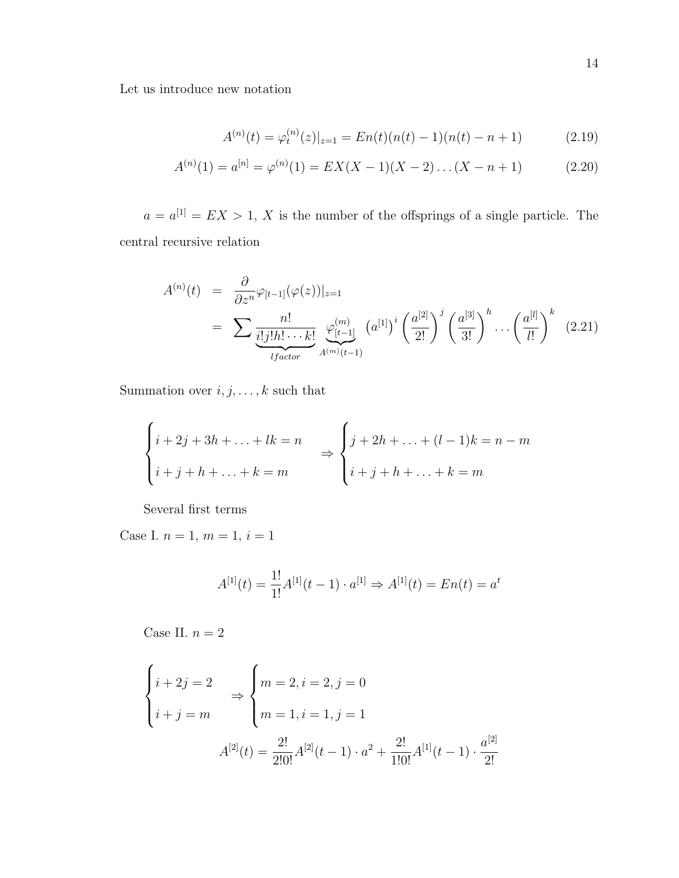Let us introduce new notation

$$A^{(n)}(t) = \varphi_t^{(n)}(z)|_{z=1} = En(t)(n(t)-1)(n(t)-n+1) \tag{2.19}$$

$$A^{(n)}(1) = a^{[n]} = \varphi^{(n)}(1) = EX(X-1)(X-2)\dots(X-n+1) \tag{2.20}$$

$a = a^{[1]} = EX > 1$, $X$ is the number of the offsprings of a single particle. The central recursive relation

$$\begin{aligned} A^{(n)}(t) &= \frac{\partial}{\partial z^n}\varphi_{[t-1]}(\varphi(z))|_{z=1} \\ &= \sum \underbrace{\frac{n!}{i!j!h!\cdots k!}}_{lfactor} \underbrace{\varphi_{[t-1]}^{(m)}}_{A^{(m)}(t-1)} \left(a^{[1]}\right)^i \left(\frac{a^{[2]}}{2!}\right)^j \left(\frac{a^{[3]}}{3!}\right)^h \dots \left(\frac{a^{[l]}}{l!}\right)^k \end{aligned} \tag{2.21}$$

Summation over $i, j, \dots, k$ such that

$$\begin{cases} i + 2j + 3h + \dots + lk = n \\ i + j + h + \dots + k = m \end{cases} \Rightarrow \begin{cases} j + 2h + \dots + (l-1)k = n - m \\ i + j + h + \dots + k = m \end{cases}$$

Several first terms

Case I. $n = 1$, $m = 1$, $i = 1$

$$A^{[1]}(t) = \frac{1!}{1!}A^{[1]}(t-1)\cdot a^{[1]} \Rightarrow A^{[1]}(t) = En(t) = a^t$$

Case II. $n = 2$

$$\begin{cases} i + 2j = 2 \\ i + j = m \end{cases} \Rightarrow \begin{cases} m = 2, i = 2, j = 0 \\ m = 1, i = 1, j = 1 \end{cases}$$

$$A^{[2]}(t) = \frac{2!}{2!0!}A^{[2]}(t-1)\cdot a^2 + \frac{2!}{1!0!}A^{[1]}(t-1)\cdot \frac{a^{[2]}}{2!}$$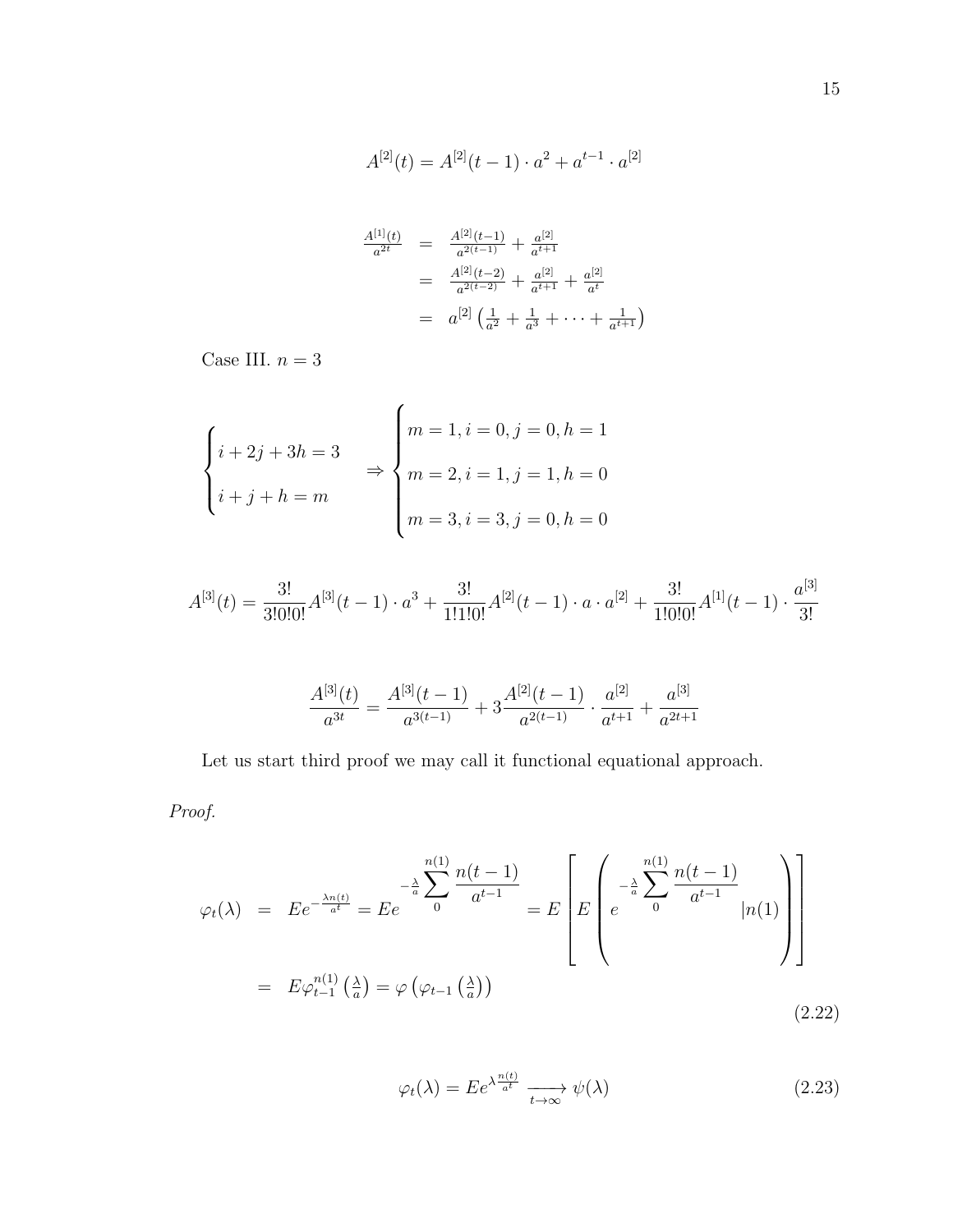$$A^{[2]}(t) = A^{[2]}(t-1) \cdot a^2 + a^{t-1} \cdot a^{[2]}$$

$$\begin{aligned}
\frac{A^{[1]}(t)}{a^{2t}} &= \frac{A^{[2]}(t-1)}{a^{2(t-1)}} + \frac{a^{[2]}}{a^{t+1}} \\
&= \frac{A^{[2]}(t-2)}{a^{2(t-2)}} + \frac{a^{[2]}}{a^{t+1}} + \frac{a^{[2]}}{a^{t}} \\
&= a^{[2]}\left(\frac{1}{a^2} + \frac{1}{a^3} + \cdots + \frac{1}{a^{t+1}}\right)
\end{aligned}$$

Case III. $n = 3$

$$\begin{cases} i + 2j + 3h = 3 \\ i + j + h = m \end{cases} \Rightarrow \begin{cases} m = 1, i = 0, j = 0, h = 1 \\ m = 2, i = 1, j = 1, h = 0 \\ m = 3, i = 3, j = 0, h = 0 \end{cases}$$

$$A^{[3]}(t) = \frac{3!}{3!0!0!}A^{[3]}(t-1) \cdot a^3 + \frac{3!}{1!1!0!}A^{[2]}(t-1) \cdot a \cdot a^{[2]} + \frac{3!}{1!0!0!}A^{[1]}(t-1) \cdot \frac{a^{[3]}}{3!}$$

$$\frac{A^{[3]}(t)}{a^{3t}} = \frac{A^{[3]}(t-1)}{a^{3(t-1)}} + 3\frac{A^{[2]}(t-1)}{a^{2(t-1)}} \cdot \frac{a^{[2]}}{a^{t+1}} + \frac{a^{[3]}}{a^{2t+1}}$$

Let us start third proof we may call it functional equational approach.

*Proof.*

$$\begin{aligned}
\varphi_t(\lambda) &= Ee^{-\frac{\lambda n(t)}{a^t}} = Ee^{-\frac{\lambda}{a}\sum_{0}^{n(1)}\frac{n(t-1)}{a^{t-1}}} = E\left[E\left(e^{-\frac{\lambda}{a}\sum_{0}^{n(1)}\frac{n(t-1)}{a^{t-1}}}|n(1)\right)\right] \\
&= E\varphi_{t-1}^{n(1)}\left(\tfrac{\lambda}{a}\right) = \varphi\left(\varphi_{t-1}\left(\tfrac{\lambda}{a}\right)\right)
\end{aligned} \tag{2.22}$$

$$\varphi_t(\lambda) = Ee^{\lambda\frac{n(t)}{a^t}} \xrightarrow[t\to\infty]{} \psi(\lambda) \tag{2.23}$$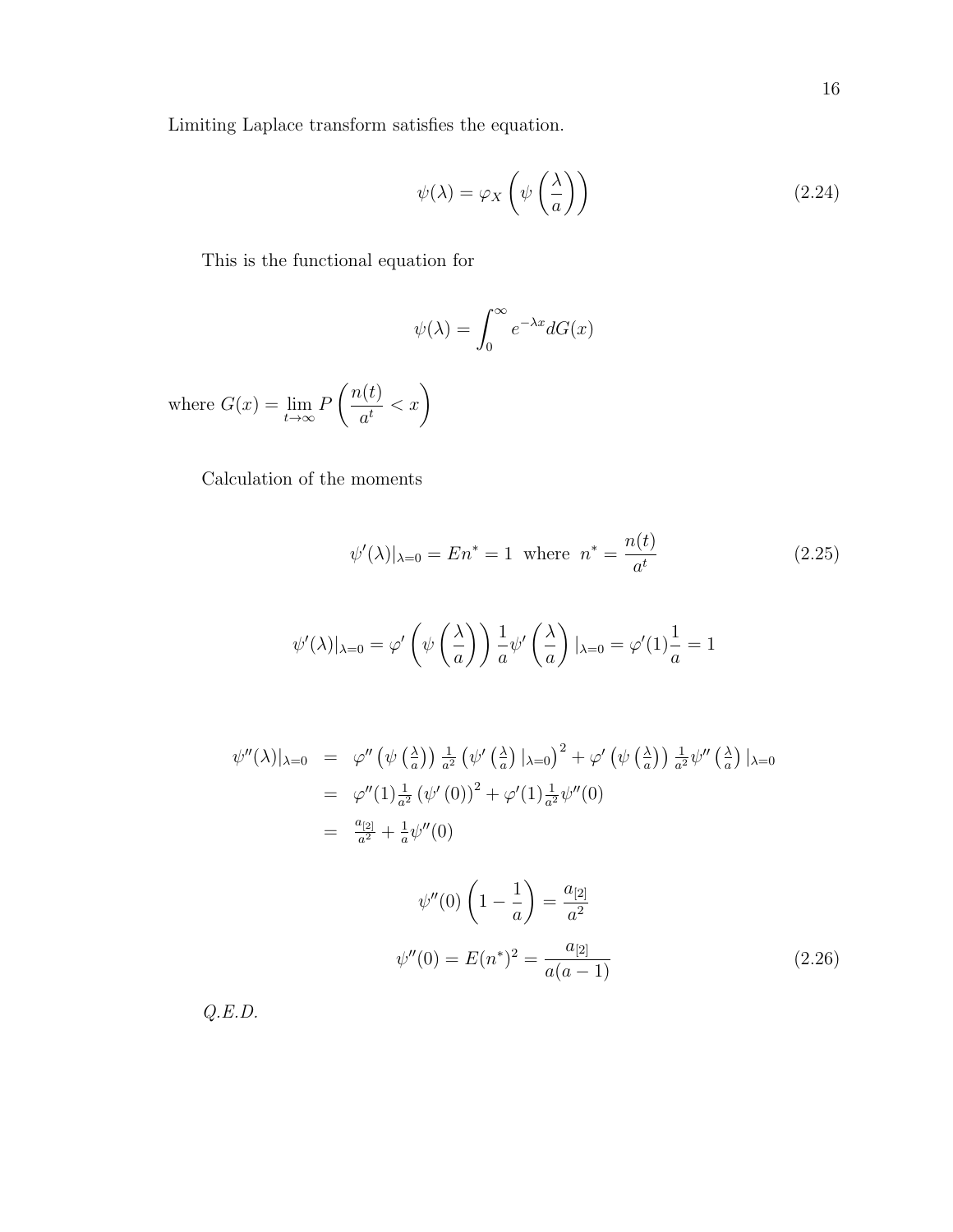Limiting Laplace transform satisfies the equation.

$$\psi(\lambda) = \varphi_X\left(\psi\left(\frac{\lambda}{a}\right)\right) \tag{2.24}$$

This is the functional equation for

$$\psi(\lambda) = \int_0^\infty e^{-\lambda x} dG(x)$$

where $G(x) = \lim_{t\to\infty} P\left(\frac{n(t)}{a^t} < x\right)$

Calculation of the moments

$$\psi'(\lambda)|_{\lambda=0} = En^* = 1 \text{ where } n^* = \frac{n(t)}{a^t} \tag{2.25}$$

$$\psi'(\lambda)|_{\lambda=0} = \varphi'\left(\psi\left(\frac{\lambda}{a}\right)\right)\frac{1}{a}\psi'\left(\frac{\lambda}{a}\right)|_{\lambda=0} = \varphi'(1)\frac{1}{a} = 1$$

$$\begin{aligned}
\psi''(\lambda)|_{\lambda=0} &= \varphi''\left(\psi\left(\tfrac{\lambda}{a}\right)\right)\tfrac{1}{a^2}\left(\psi'\left(\tfrac{\lambda}{a}\right)|_{\lambda=0}\right)^2 + \varphi'\left(\psi\left(\tfrac{\lambda}{a}\right)\right)\tfrac{1}{a^2}\psi''\left(\tfrac{\lambda}{a}\right)|_{\lambda=0} \\
&= \varphi''(1)\tfrac{1}{a^2}\left(\psi'(0)\right)^2 + \varphi'(1)\tfrac{1}{a^2}\psi''(0) \\
&= \tfrac{a_{[2]}}{a^2} + \tfrac{1}{a}\psi''(0)
\end{aligned}$$

$$\psi''(0)\left(1 - \frac{1}{a}\right) = \frac{a_{[2]}}{a^2}$$

$$\psi''(0) = E(n^*)^2 = \frac{a_{[2]}}{a(a-1)} \tag{2.26}$$

*Q.E.D.*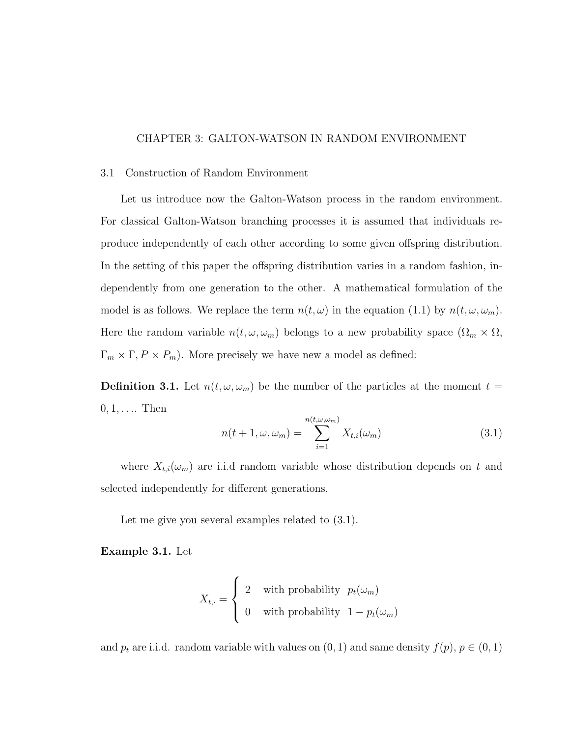# CHAPTER 3: GALTON-WATSON IN RANDOM ENVIRONMENT

## 3.1 Construction of Random Environment

Let us introduce now the Galton-Watson process in the random environment. For classical Galton-Watson branching processes it is assumed that individuals reproduce independently of each other according to some given offspring distribution. In the setting of this paper the offspring distribution varies in a random fashion, independently from one generation to the other. A mathematical formulation of the model is as follows. We replace the term $n(t, \omega)$ in the equation (1.1) by $n(t, \omega, \omega_m)$. Here the random variable $n(t, \omega, \omega_m)$ belongs to a new probability space $(\Omega_m \times \Omega, \Gamma_m \times \Gamma, P \times P_m)$. More precisely we have new a model as defined:

**Definition 3.1.** Let $n(t, \omega, \omega_m)$ be the number of the particles at the moment $t = 0, 1, \ldots$. Then

$$n(t+1, \omega, \omega_m) = \sum_{i=1}^{n(t,\omega,\omega_m)} X_{t,i}(\omega_m) \tag{3.1}$$

where $X_{t,i}(\omega_m)$ are i.i.d random variable whose distribution depends on $t$ and selected independently for different generations.

Let me give you several examples related to (3.1).

**Example 3.1.** Let

$$X_{t,\cdot} = \begin{cases} 2 & \text{with probability } \ p_t(\omega_m) \\ 0 & \text{with probability } \ 1 - p_t(\omega_m) \end{cases}$$

and $p_t$ are i.i.d. random variable with values on $(0, 1)$ and same density $f(p)$, $p \in (0, 1)$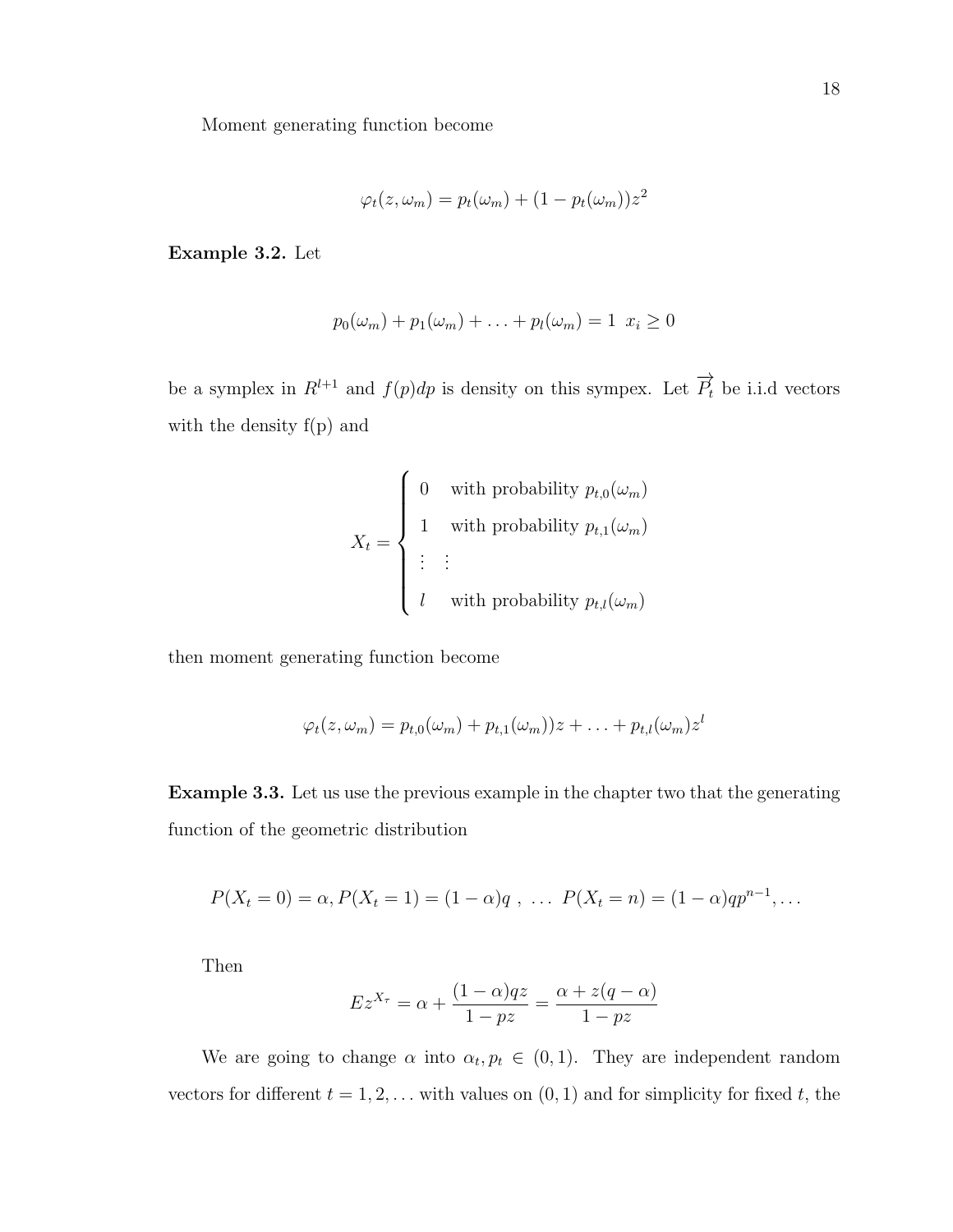Moment generating function become

$$\varphi_t(z, \omega_m) = p_t(\omega_m) + (1 - p_t(\omega_m))z^2$$

**Example 3.2.** Let

$$p_0(\omega_m) + p_1(\omega_m) + \ldots + p_l(\omega_m) = 1 \;\; x_i \geq 0$$

be a symplex in $R^{l+1}$ and $f(p)dp$ is density on this sympex. Let $\overrightarrow{P_t}$ be i.i.d vectors with the density f(p) and

$$X_t = \begin{cases} 0 & \text{with probability } p_{t,0}(\omega_m) \\ 1 & \text{with probability } p_{t,1}(\omega_m) \\ \vdots & \vdots \\ l & \text{with probability } p_{t,l}(\omega_m) \end{cases}$$

then moment generating function become

$$\varphi_t(z, \omega_m) = p_{t,0}(\omega_m) + p_{t,1}(\omega_m))z + \ldots + p_{t,l}(\omega_m)z^l$$

**Example 3.3.** Let us use the previous example in the chapter two that the generating function of the geometric distribution

$$P(X_t = 0) = \alpha, P(X_t = 1) = (1 - \alpha)q \;, \; \ldots \; P(X_t = n) = (1 - \alpha)qp^{n-1}, \ldots$$

Then

$$Ez^{X_\tau} = \alpha + \frac{(1 - \alpha)qz}{1 - pz} = \frac{\alpha + z(q - \alpha)}{1 - pz}$$

We are going to change $\alpha$ into $\alpha_t, p_t \in (0, 1)$. They are independent random vectors for different $t = 1, 2, \ldots$ with values on $(0, 1)$ and for simplicity for fixed $t$, the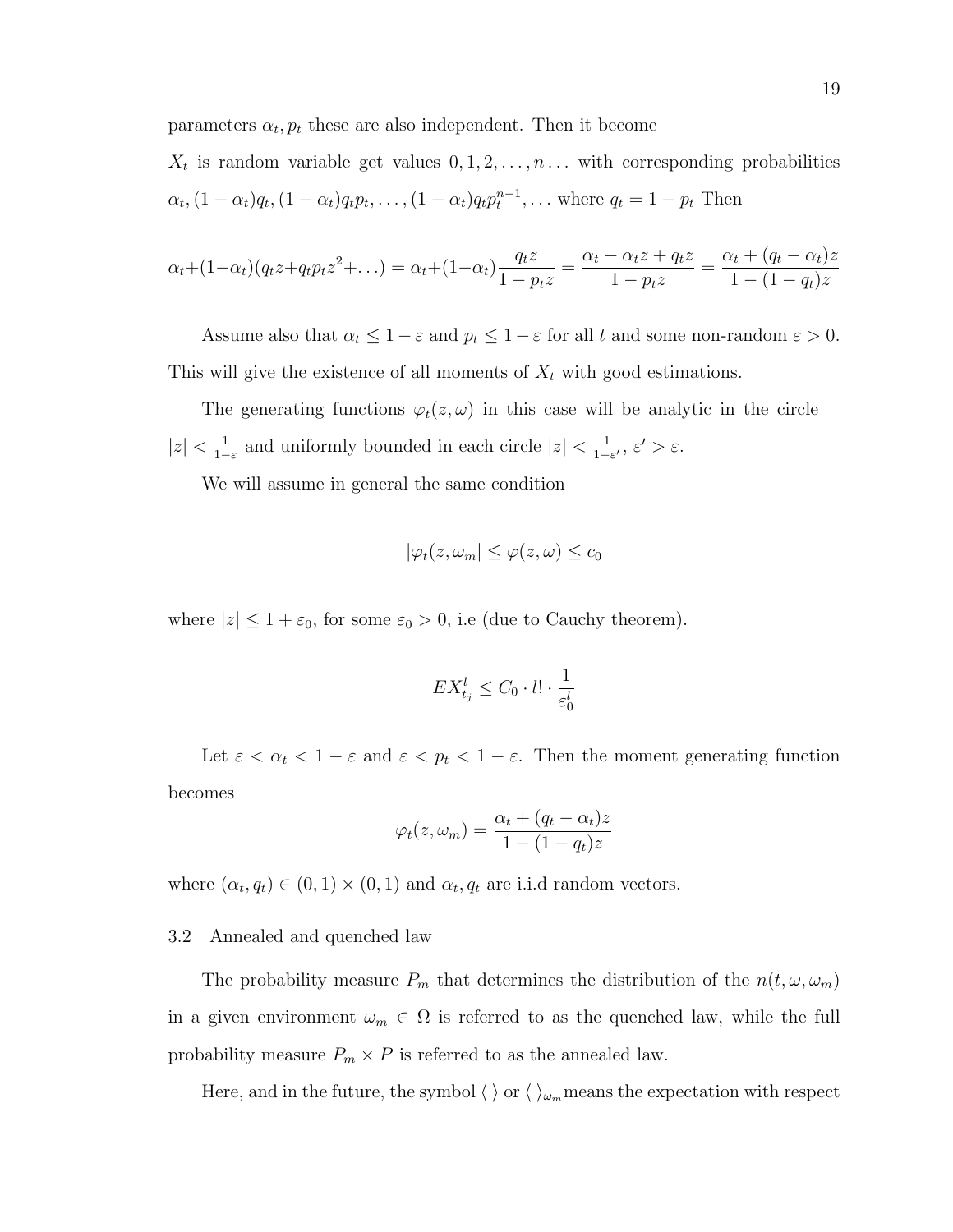parameters $\alpha_t, p_t$ these are also independent. Then it become

$X_t$ is random variable get values $0, 1, 2, \ldots, n \ldots$ with corresponding probabilities $\alpha_t, (1-\alpha_t)q_t, (1-\alpha_t)q_t p_t, \ldots, (1-\alpha_t)q_t p_t^{n-1}, \ldots$ where $q_t = 1 - p_t$ Then

$$\alpha_t + (1-\alpha_t)(q_t z + q_t p_t z^2 + \ldots) = \alpha_t + (1-\alpha_t)\frac{q_t z}{1 - p_t z} = \frac{\alpha_t - \alpha_t z + q_t z}{1 - p_t z} = \frac{\alpha_t + (q_t - \alpha_t)z}{1 - (1 - q_t)z}$$

Assume also that $\alpha_t \leq 1 - \varepsilon$ and $p_t \leq 1 - \varepsilon$ for all $t$ and some non-random $\varepsilon > 0$. This will give the existence of all moments of $X_t$ with good estimations.

The generating functions $\varphi_t(z, \omega)$ in this case will be analytic in the circle $|z| < \frac{1}{1-\varepsilon}$ and uniformly bounded in each circle $|z| < \frac{1}{1-\varepsilon'}$, $\varepsilon' > \varepsilon$.

We will assume in general the same condition

$$|\varphi_t(z, \omega_m| \leq \varphi(z, \omega) \leq c_0$$

where $|z| \leq 1 + \varepsilon_0$, for some $\varepsilon_0 > 0$, i.e (due to Cauchy theorem).

$$EX_{t_j}^l \leq C_0 \cdot l! \cdot \frac{1}{\varepsilon_0^l}$$

Let $\varepsilon < \alpha_t < 1 - \varepsilon$ and $\varepsilon < p_t < 1 - \varepsilon$. Then the moment generating function becomes

$$\varphi_t(z, \omega_m) = \frac{\alpha_t + (q_t - \alpha_t)z}{1 - (1 - q_t)z}$$

where $(\alpha_t, q_t) \in (0, 1) \times (0, 1)$ and $\alpha_t, q_t$ are i.i.d random vectors.

### 3.2 Annealed and quenched law

The probability measure $P_m$ that determines the distribution of the $n(t, \omega, \omega_m)$ in a given environment $\omega_m \in \Omega$ is referred to as the quenched law, while the full probability measure $P_m \times P$ is referred to as the annealed law.

Here, and in the future, the symbol $\langle \, \rangle$ or $\langle \, \rangle_{\omega_m}$ means the expectation with respect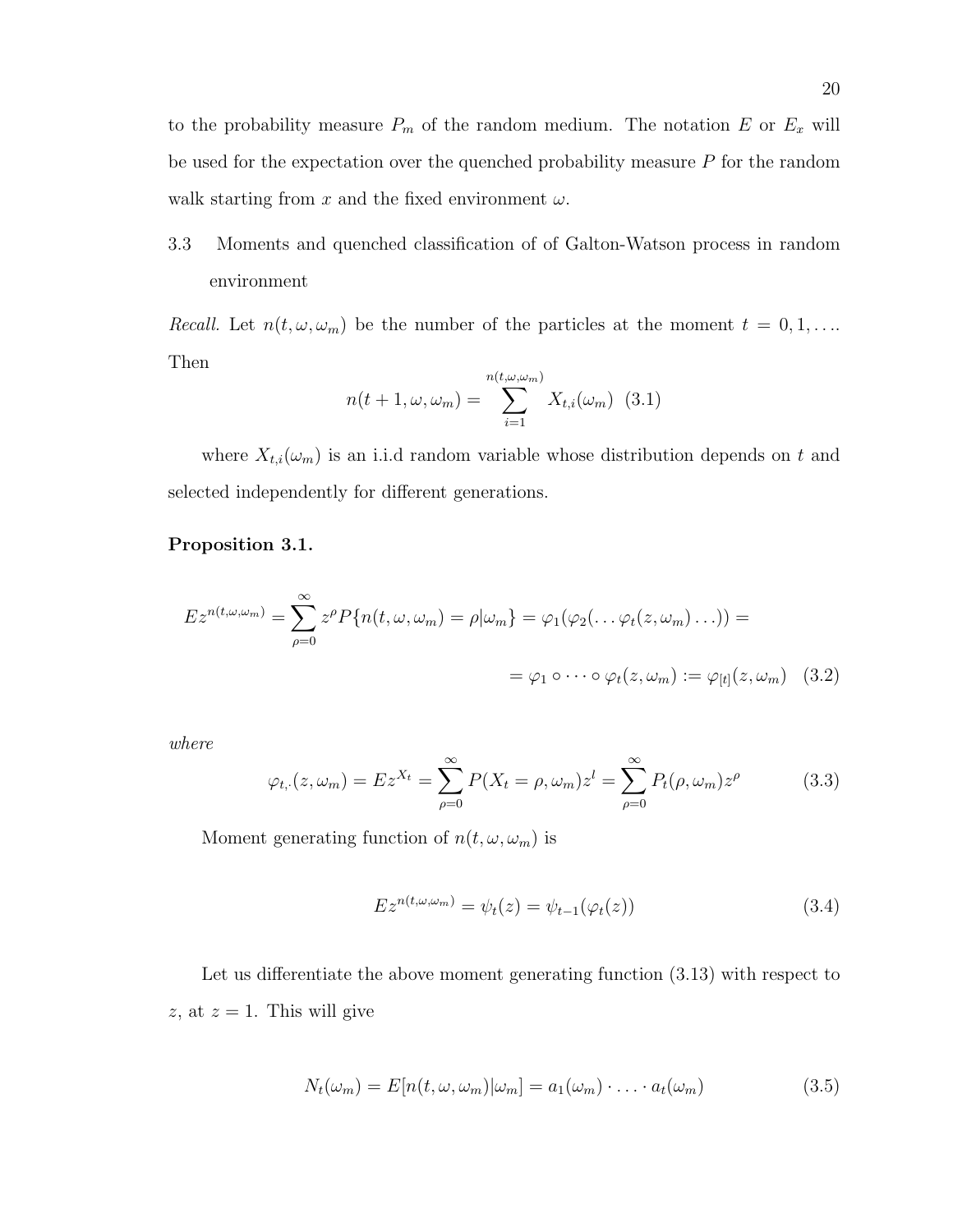to the probability measure $P_m$ of the random medium. The notation $E$ or $E_x$ will be used for the expectation over the quenched probability measure $P$ for the random walk starting from $x$ and the fixed environment $\omega$.

## 3.3 Moments and quenched classification of of Galton-Watson process in random environment

*Recall.* Let $n(t, \omega, \omega_m)$ be the number of the particles at the moment $t = 0, 1, \ldots$. Then

$$n(t+1, \omega, \omega_m) = \sum_{i=1}^{n(t,\omega,\omega_m)} X_{t,i}(\omega_m) \quad (3.1)$$

where $X_{t,i}(\omega_m)$ is an i.i.d random variable whose distribution depends on $t$ and selected independently for different generations.

**Proposition 3.1.**

$$Ez^{n(t,\omega,\omega_m)} = \sum_{\rho=0}^{\infty} z^{\rho} P\{n(t, \omega, \omega_m) = \rho | \omega_m\} = \varphi_1(\varphi_2(\ldots \varphi_t(z, \omega_m) \ldots)) =$$

$$= \varphi_1 \circ \cdots \circ \varphi_t(z, \omega_m) := \varphi_{[t]}(z, \omega_m) \quad (3.2)$$

*where*

$$\varphi_{t,\cdot}(z, \omega_m) = Ez^{X_t} = \sum_{\rho=0}^{\infty} P(X_t = \rho, \omega_m) z^l = \sum_{\rho=0}^{\infty} P_t(\rho, \omega_m) z^{\rho} \quad (3.3)$$

Moment generating function of $n(t, \omega, \omega_m)$ is

$$Ez^{n(t,\omega,\omega_m)} = \psi_t(z) = \psi_{t-1}(\varphi_t(z)) \quad (3.4)$$

Let us differentiate the above moment generating function (3.13) with respect to $z$, at $z = 1$. This will give

$$N_t(\omega_m) = E[n(t, \omega, \omega_m) | \omega_m] = a_1(\omega_m) \cdot \ldots \cdot a_t(\omega_m) \quad (3.5)$$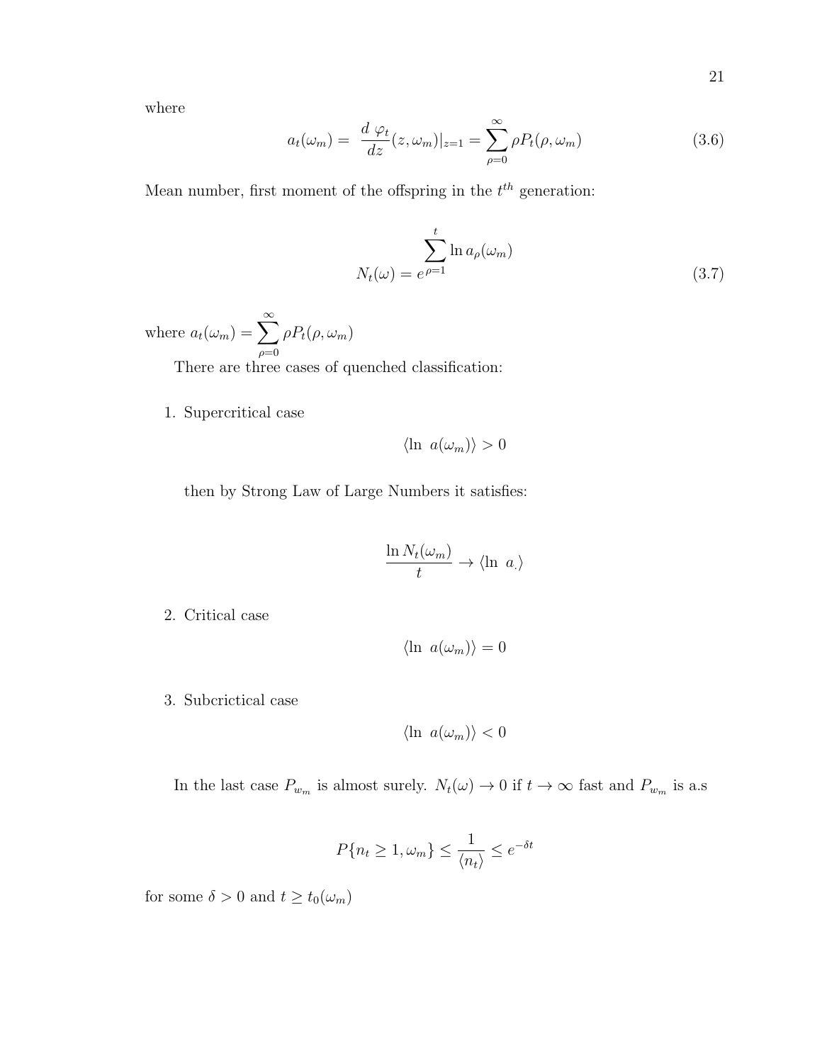where

$$a_t(\omega_m) = \frac{d\ \varphi_t}{dz}(z, \omega_m)|_{z=1} = \sum_{\rho=0}^{\infty} \rho P_t(\rho, \omega_m) \tag{3.6}$$

Mean number, first moment of the offspring in the $t^{th}$ generation:

$$N_t(\omega) = e^{\sum_{\rho=1}^{t} \ln a_\rho(\omega_m)} \tag{3.7}$$

where $a_t(\omega_m) = \sum_{\rho=0}^{\infty} \rho P_t(\rho, \omega_m)$

There are three cases of quenched classification:

1. Supercritical case

   $$\langle \ln\ a(\omega_m) \rangle > 0$$

   then by Strong Law of Large Numbers it satisfies:

   $$\frac{\ln N_t(\omega_m)}{t} \to \langle \ln\ a_. \rangle$$

2. Critical case

   $$\langle \ln\ a(\omega_m) \rangle = 0$$

3. Subcrictical case

   $$\langle \ln\ a(\omega_m) \rangle < 0$$

In the last case $P_{w_m}$ is almost surely. $N_t(\omega) \to 0$ if $t \to \infty$ fast and $P_{w_m}$ is a.s

$$P\{n_t \geq 1, \omega_m\} \leq \frac{1}{\langle n_t \rangle} \leq e^{-\delta t}$$

for some $\delta > 0$ and $t \geq t_0(\omega_m)$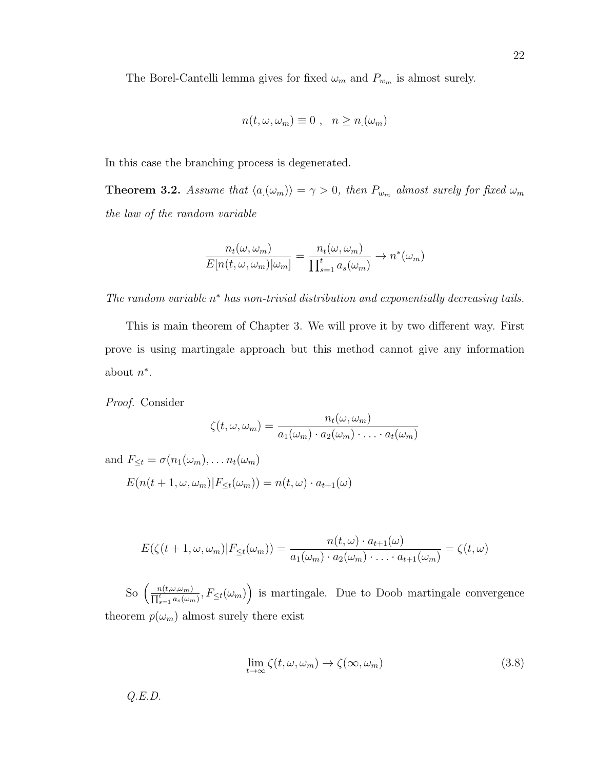The Borel-Cantelli lemma gives for fixed $\omega_m$ and $P_{w_m}$ is almost surely.

$$n(t, \omega, \omega_m) \equiv 0 \ , \quad n \geq n_{.}(\omega_m)$$

In this case the branching process is degenerated.

**Theorem 3.2.** *Assume that $\langle a_{.}(\omega_m) \rangle = \gamma > 0$, then $P_{w_m}$ almost surely for fixed $\omega_m$ the law of the random variable*

$$\frac{n_t(\omega, \omega_m)}{E[n(t, \omega, \omega_m)|\omega_m]} = \frac{n_t(\omega, \omega_m)}{\prod_{s=1}^{t} a_s(\omega_m)} \to n^*(\omega_m)$$

*The random variable $n^*$ has non-trivial distribution and exponentially decreasing tails.*

This is main theorem of Chapter 3. We will prove it by two different way. First prove is using martingale approach but this method cannot give any information about $n^*$.

*Proof.* Consider

$$\zeta(t, \omega, \omega_m) = \frac{n_t(\omega, \omega_m)}{a_1(\omega_m) \cdot a_2(\omega_m) \cdot \ldots \cdot a_t(\omega_m)}$$

and $F_{\leq t} = \sigma(n_1(\omega_m), \ldots n_t(\omega_m)$

$E(n(t+1, \omega, \omega_m)|F_{\leq t}(\omega_m)) = n(t, \omega) \cdot a_{t+1}(\omega)$

$$E(\zeta(t+1, \omega, \omega_m)|F_{\leq t}(\omega_m)) = \frac{n(t, \omega) \cdot a_{t+1}(\omega)}{a_1(\omega_m) \cdot a_2(\omega_m) \cdot \ldots \cdot a_{t+1}(\omega_m)} = \zeta(t, \omega)$$

So $\left( \frac{n(t,\omega,\omega_m)}{\prod_{s=1}^{t} a_s(\omega_m)}, F_{\leq t}(\omega_m) \right)$ is martingale. Due to Doob martingale convergence theorem $p(\omega_m)$ almost surely there exist

$$\lim_{t \to \infty} \zeta(t, \omega, \omega_m) \to \zeta(\infty, \omega_m) \tag{3.8}$$

*Q.E.D.*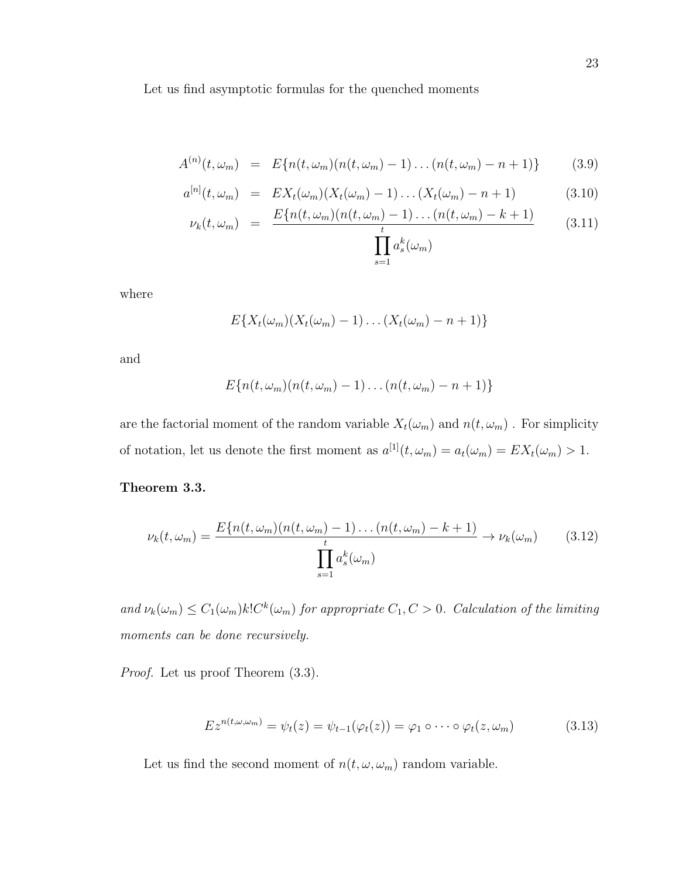Let us find asymptotic formulas for the quenched moments

$$
\begin{aligned}
A^{(n)}(t,\omega_m) &= E\{n(t,\omega_m)(n(t,\omega_m)-1)\dots(n(t,\omega_m)-n+1)\} \qquad (3.9)\\
a^{[n]}(t,\omega_m) &= EX_t(\omega_m)(X_t(\omega_m)-1)\dots(X_t(\omega_m)-n+1) \qquad (3.10)\\
\nu_k(t,\omega_m) &= \frac{E\{n(t,\omega_m)(n(t,\omega_m)-1)\dots(n(t,\omega_m)-k+1)}{\prod_{s=1}^{t} a_s^k(\omega_m)} \qquad (3.11)
\end{aligned}
$$

where

$$E\{X_t(\omega_m)(X_t(\omega_m)-1)\dots(X_t(\omega_m)-n+1)\}$$

and

$$E\{n(t,\omega_m)(n(t,\omega_m)-1)\dots(n(t,\omega_m)-n+1)\}$$

are the factorial moment of the random variable $X_t(\omega_m)$ and $n(t,\omega_m)$ . For simplicity of notation, let us denote the first moment as $a^{[1]}(t,\omega_m) = a_t(\omega_m) = EX_t(\omega_m) > 1$.

**Theorem 3.3.**

$$\nu_k(t,\omega_m) = \frac{E\{n(t,\omega_m)(n(t,\omega_m)-1)\dots(n(t,\omega_m)-k+1)}{\prod_{s=1}^{t} a_s^k(\omega_m)} \to \nu_k(\omega_m) \qquad (3.12)$$

*and $\nu_k(\omega_m) \leq C_1(\omega_m)k!C^k(\omega_m)$ for appropriate $C_1, C > 0$. Calculation of the limiting moments can be done recursively.*

*Proof.* Let us proof Theorem (3.3).

$$Ez^{n(t,\omega,\omega_m)} = \psi_t(z) = \psi_{t-1}(\varphi_t(z)) = \varphi_1 \circ \dots \circ \varphi_t(z,\omega_m) \qquad (3.13)$$

Let us find the second moment of $n(t,\omega,\omega_m)$ random variable.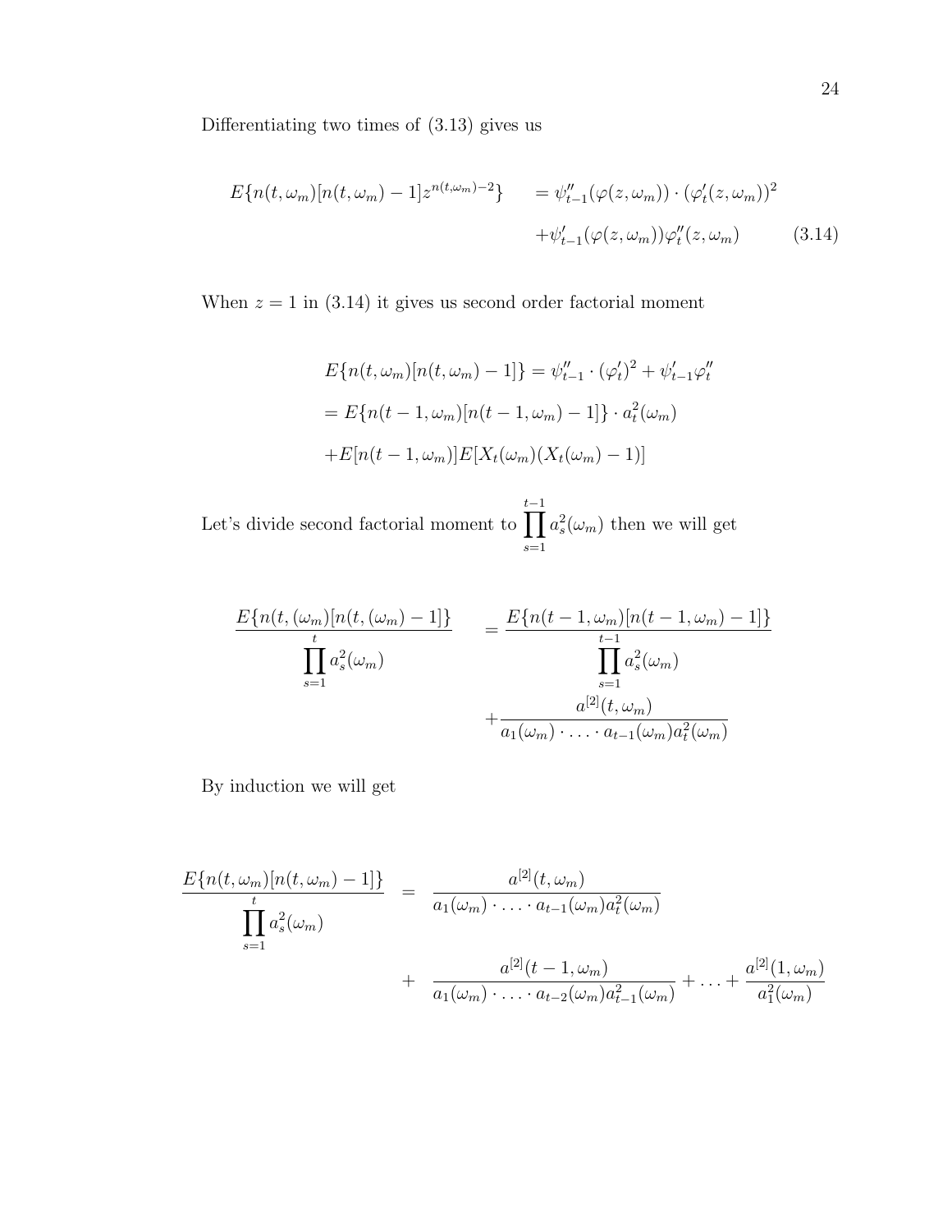Differentiating two times of (3.13) gives us

$$E\{n(t,\omega_m)[n(t,\omega_m)-1]z^{n(t,\omega_m)-2}\} = \psi''_{t-1}(\varphi(z,\omega_m))\cdot(\varphi'_t(z,\omega_m))^2 + \psi'_{t-1}(\varphi(z,\omega_m))\varphi''_t(z,\omega_m) \tag{3.14}$$

When $z=1$ in (3.14) it gives us second order factorial moment

$$E\{n(t,\omega_m)[n(t,\omega_m)-1]\} = \psi''_{t-1}\cdot(\varphi'_t)^2 + \psi'_{t-1}\varphi''_t$$

$$= E\{n(t-1,\omega_m)[n(t-1,\omega_m)-1]\}\cdot a_t^2(\omega_m)$$

$$+E[n(t-1,\omega_m)]E[X_t(\omega_m)(X_t(\omega_m)-1)]$$

Let's divide second factorial moment to $\prod_{s=1}^{t-1} a_s^2(\omega_m)$ then we will get

$$\frac{E\{n(t,(\omega_m)[n(t,(\omega_m)-1]\}}{\prod_{s=1}^{t} a_s^2(\omega_m)} = \frac{E\{n(t-1,\omega_m)[n(t-1,\omega_m)-1]\}}{\prod_{s=1}^{t-1} a_s^2(\omega_m)} + \frac{a^{[2]}(t,\omega_m)}{a_1(\omega_m)\cdot\ldots\cdot a_{t-1}(\omega_m)a_t^2(\omega_m)}$$

By induction we will get

$$\frac{E\{n(t,\omega_m)[n(t,\omega_m)-1]\}}{\prod_{s=1}^{t} a_s^2(\omega_m)} = \frac{a^{[2]}(t,\omega_m)}{a_1(\omega_m)\cdot\ldots\cdot a_{t-1}(\omega_m)a_t^2(\omega_m)} + \frac{a^{[2]}(t-1,\omega_m)}{a_1(\omega_m)\cdot\ldots\cdot a_{t-2}(\omega_m)a_{t-1}^2(\omega_m)} + \ldots + \frac{a^{[2]}(1,\omega_m)}{a_1^2(\omega_m)}$$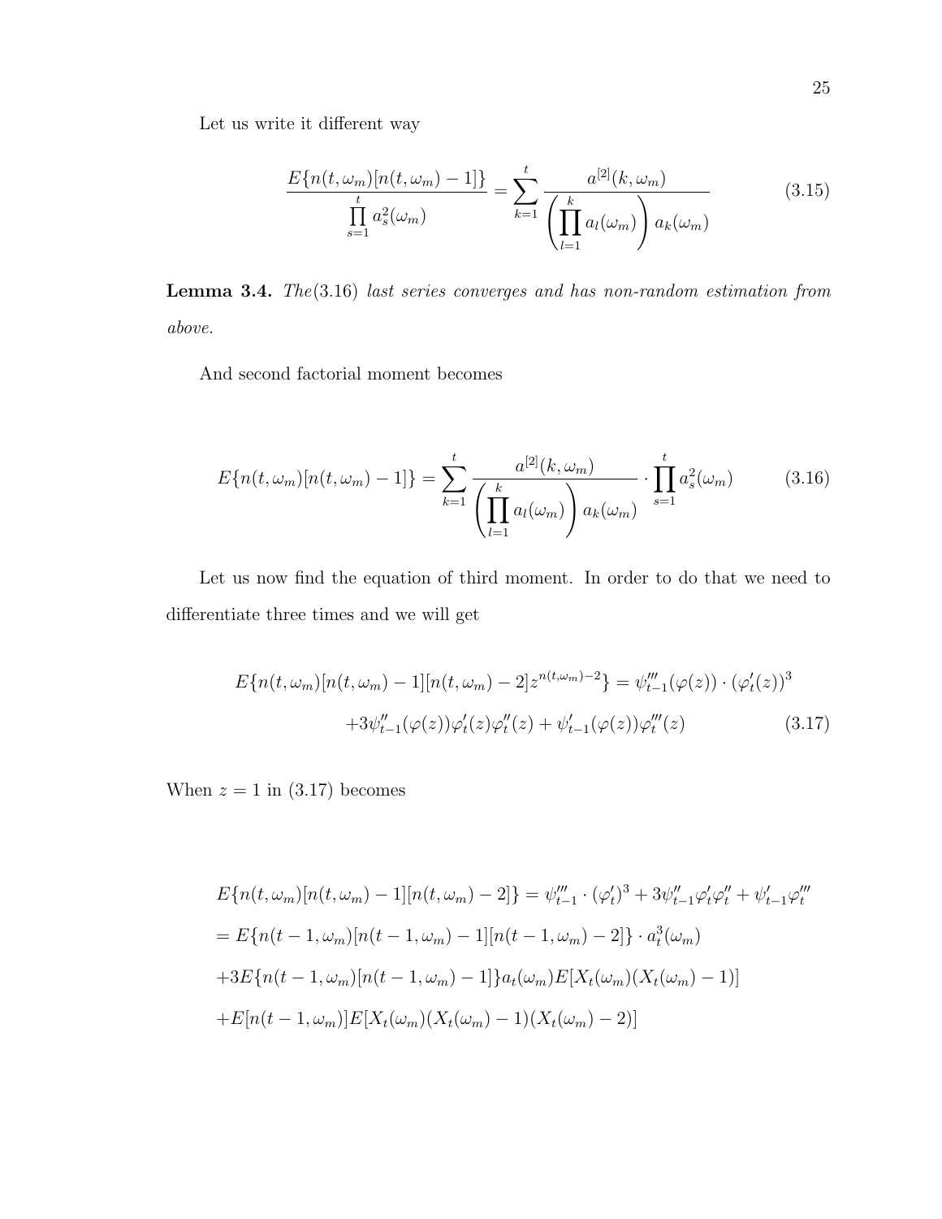Let us write it different way

$$\frac{E\{n(t,\omega_m)[n(t,\omega_m)-1]\}}{\prod\limits_{s=1}^{t} a_s^2(\omega_m)} = \sum_{k=1}^{t} \frac{a^{[2]}(k,\omega_m)}{\left(\prod\limits_{l=1}^{k} a_l(\omega_m)\right) a_k(\omega_m)} \tag{3.15}$$

**Lemma 3.4.** *The*(3.16) *last series converges and has non-random estimation from above.*

And second factorial moment becomes

$$E\{n(t,\omega_m)[n(t,\omega_m)-1]\} = \sum_{k=1}^{t} \frac{a^{[2]}(k,\omega_m)}{\left(\prod\limits_{l=1}^{k} a_l(\omega_m)\right) a_k(\omega_m)} \cdot \prod_{s=1}^{t} a_s^2(\omega_m) \tag{3.16}$$

Let us now find the equation of third moment. In order to do that we need to differentiate three times and we will get

$$\begin{aligned} E\{n(t,\omega_m)[n(t,\omega_m)-1][n(t,\omega_m)-2]z^{n(t,\omega_m)-2}\} &= \psi_{t-1}'''(\varphi(z)) \cdot (\varphi_t'(z))^3 \\ +3\psi_{t-1}''(\varphi(z))\varphi_t'(z)\varphi_t''(z) &+ \psi_{t-1}'(\varphi(z))\varphi_t'''(z) \end{aligned} \tag{3.17}$$

When $z = 1$ in (3.17) becomes

$$\begin{aligned} &E\{n(t,\omega_m)[n(t,\omega_m)-1][n(t,\omega_m)-2]\} = \psi_{t-1}''' \cdot (\varphi_t')^3 + 3\psi_{t-1}''\varphi_t'\varphi_t'' + \psi_{t-1}'\varphi_t''' \\ &= E\{n(t-1,\omega_m)[n(t-1,\omega_m)-1][n(t-1,\omega_m)-2]\} \cdot a_t^3(\omega_m) \\ &+3E\{n(t-1,\omega_m)[n(t-1,\omega_m)-1]\}a_t(\omega_m)E[X_t(\omega_m)(X_t(\omega_m)-1)] \\ &+E[n(t-1,\omega_m)]E[X_t(\omega_m)(X_t(\omega_m)-1)(X_t(\omega_m)-2)] \end{aligned}$$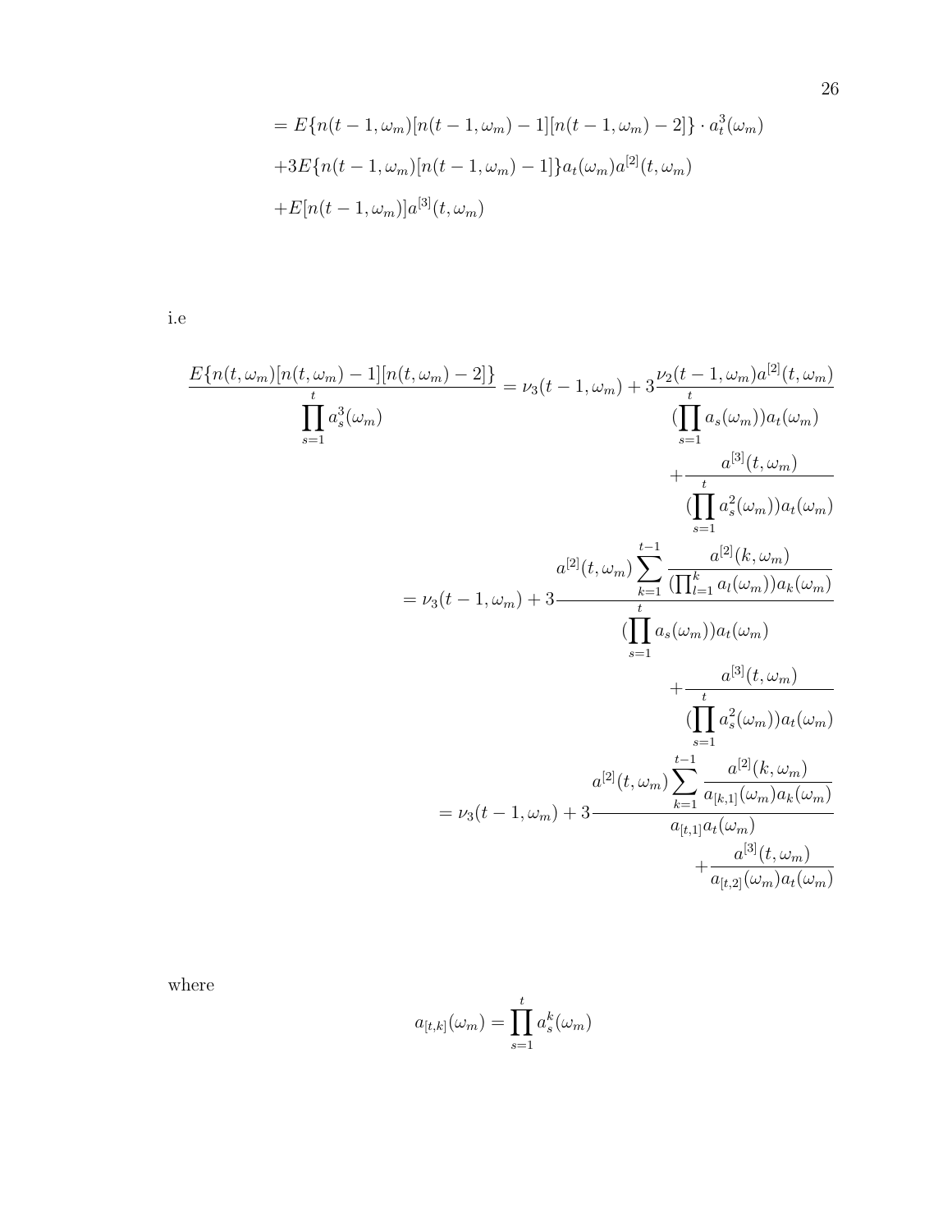$$
\begin{aligned}
&= E\{n(t-1,\omega_m)[n(t-1,\omega_m)-1][n(t-1,\omega_m)-2]\} \cdot a_t^3(\omega_m) \\
&+3E\{n(t-1,\omega_m)[n(t-1,\omega_m)-1]\}a_t(\omega_m)a^{[2]}(t,\omega_m) \\
&+E[n(t-1,\omega_m)]a^{[3]}(t,\omega_m)
\end{aligned}
$$

i.e

$$
\begin{aligned}
\frac{E\{n(t,\omega_m)[n(t,\omega_m)-1][n(t,\omega_m)-2]\}}{\prod_{s=1}^{t} a_s^3(\omega_m)} &= \nu_3(t-1,\omega_m) + 3\frac{\nu_2(t-1,\omega_m)a^{[2]}(t,\omega_m)}{(\prod_{s=1}^{t} a_s(\omega_m))a_t(\omega_m)} \\
&\quad + \frac{a^{[3]}(t,\omega_m)}{(\prod_{s=1}^{t} a_s^2(\omega_m))a_t(\omega_m)} \\
&= \nu_3(t-1,\omega_m) + 3\frac{a^{[2]}(t,\omega_m)\sum_{k=1}^{t-1}\frac{a^{[2]}(k,\omega_m)}{(\prod_{l=1}^{k} a_l(\omega_m))a_k(\omega_m)}}{(\prod_{s=1}^{t} a_s(\omega_m))a_t(\omega_m)} \\
&\quad + \frac{a^{[3]}(t,\omega_m)}{(\prod_{s=1}^{t} a_s^2(\omega_m))a_t(\omega_m)} \\
&= \nu_3(t-1,\omega_m) + 3\frac{a^{[2]}(t,\omega_m)\sum_{k=1}^{t-1}\frac{a^{[2]}(k,\omega_m)}{a_{[k,1]}(\omega_m)a_k(\omega_m)}}{a_{[t,1]}a_t(\omega_m)} \\
&\quad + \frac{a^{[3]}(t,\omega_m)}{a_{[t,2]}(\omega_m)a_t(\omega_m)}
\end{aligned}
$$

where

$$
a_{[t,k]}(\omega_m) = \prod_{s=1}^{t} a_s^k(\omega_m)
$$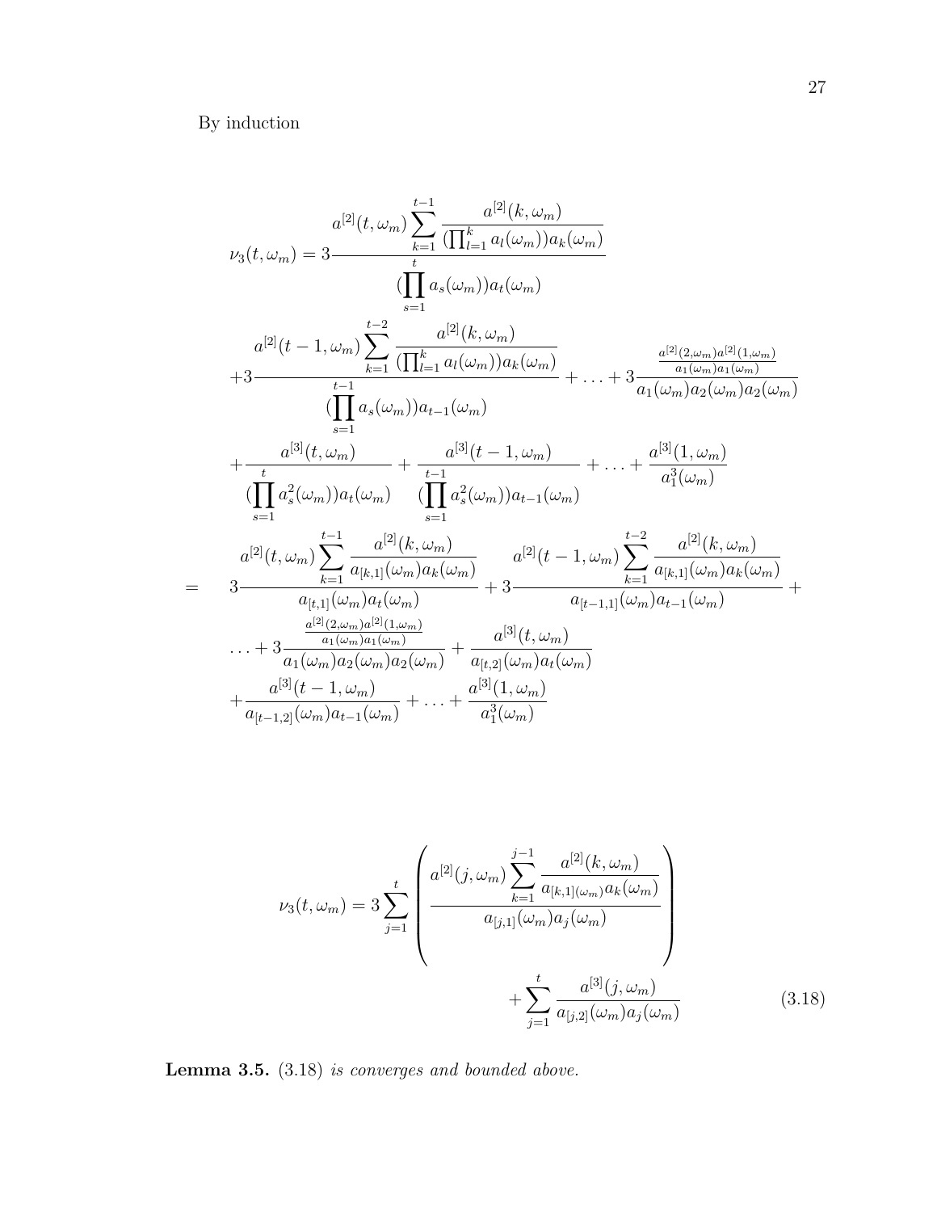By induction

$$
\begin{aligned}
\nu_3(t,\omega_m) &= 3\frac{a^{[2]}(t,\omega_m)\displaystyle\sum_{k=1}^{t-1}\frac{a^{[2]}(k,\omega_m)}{(\prod_{l=1}^{k}a_l(\omega_m))a_k(\omega_m)}}{(\displaystyle\prod_{s=1}^{t}a_s(\omega_m))a_t(\omega_m)} \\
&+3\frac{a^{[2]}(t-1,\omega_m)\displaystyle\sum_{k=1}^{t-2}\frac{a^{[2]}(k,\omega_m)}{(\prod_{l=1}^{k}a_l(\omega_m))a_k(\omega_m)}}{(\displaystyle\prod_{s=1}^{t-1}a_s(\omega_m))a_{t-1}(\omega_m)}+\ldots+3\frac{\frac{a^{[2]}(2,\omega_m)a^{[2]}(1,\omega_m)}{a_1(\omega_m)a_1(\omega_m)}}{a_1(\omega_m)a_2(\omega_m)a_2(\omega_m)} \\
&+\frac{a^{[3]}(t,\omega_m)}{(\displaystyle\prod_{s=1}^{t}a_s^2(\omega_m))a_t(\omega_m)}+\frac{a^{[3]}(t-1,\omega_m)}{(\displaystyle\prod_{s=1}^{t-1}a_s^2(\omega_m))a_{t-1}(\omega_m)}+\ldots+\frac{a^{[3]}(1,\omega_m)}{a_1^3(\omega_m)} \\
= \quad & 3\frac{a^{[2]}(t,\omega_m)\displaystyle\sum_{k=1}^{t-1}\frac{a^{[2]}(k,\omega_m)}{a_{[k,1]}(\omega_m)a_k(\omega_m)}}{a_{[t,1]}(\omega_m)a_t(\omega_m)}+3\frac{a^{[2]}(t-1,\omega_m)\displaystyle\sum_{k=1}^{t-2}\frac{a^{[2]}(k,\omega_m)}{a_{[k,1]}(\omega_m)a_k(\omega_m)}}{a_{[t-1,1]}(\omega_m)a_{t-1}(\omega_m)}+ \\
&\ldots+3\frac{\frac{a^{[2]}(2,\omega_m)a^{[2]}(1,\omega_m)}{a_1(\omega_m)a_1(\omega_m)}}{a_1(\omega_m)a_2(\omega_m)a_2(\omega_m)}+\frac{a^{[3]}(t,\omega_m)}{a_{[t,2]}(\omega_m)a_t(\omega_m)} \\
&+\frac{a^{[3]}(t-1,\omega_m)}{a_{[t-1,2]}(\omega_m)a_{t-1}(\omega_m)}+\ldots+\frac{a^{[3]}(1,\omega_m)}{a_1^3(\omega_m)}
\end{aligned}
$$

$$
\nu_3(t,\omega_m) = 3\sum_{j=1}^{t}\left(\frac{a^{[2]}(j,\omega_m)\displaystyle\sum_{k=1}^{j-1}\frac{a^{[2]}(k,\omega_m)}{a_{[k,1](\omega_m)}a_k(\omega_m)}}{a_{[j,1]}(\omega_m)a_j(\omega_m)}\right) + \sum_{j=1}^{t}\frac{a^{[3]}(j,\omega_m)}{a_{[j,2]}(\omega_m)a_j(\omega_m)} \tag{3.18}
$$

**Lemma 3.5.** (3.18) *is converges and bounded above.*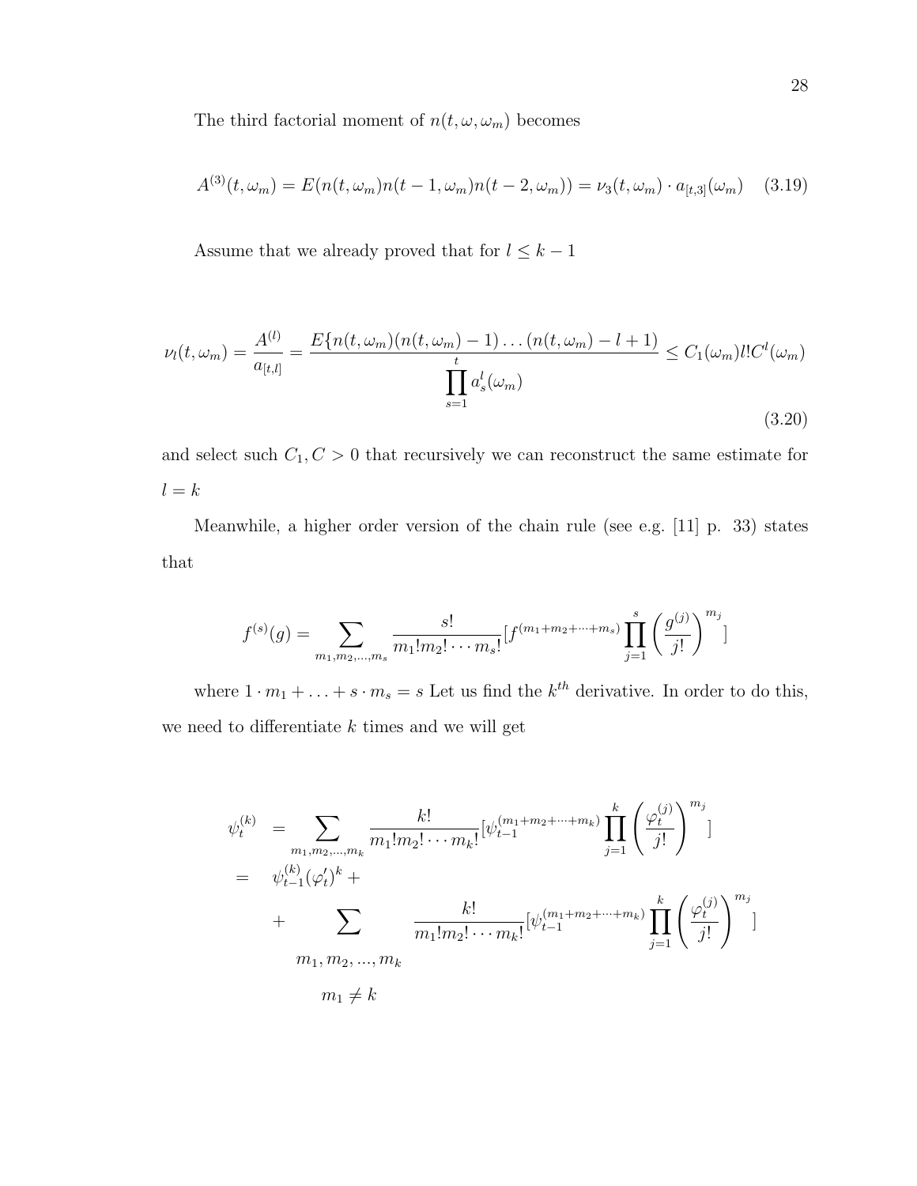The third factorial moment of $n(t, \omega, \omega_m)$ becomes

$$A^{(3)}(t, \omega_m) = E(n(t, \omega_m)n(t-1, \omega_m)n(t-2, \omega_m)) = \nu_3(t, \omega_m) \cdot a_{[t,3]}(\omega_m) \quad (3.19)$$

Assume that we already proved that for $l \leq k-1$

$$\nu_l(t, \omega_m) = \frac{A^{(l)}}{a_{[t,l]}} = \frac{E\{n(t, \omega_m)(n(t, \omega_m) - 1) \ldots (n(t, \omega_m) - l + 1)}{\prod_{s=1}^{t} a_s^l(\omega_m)} \leq C_1(\omega_m) l! C^l(\omega_m) \quad (3.20)$$

and select such $C_1, C > 0$ that recursively we can reconstruct the same estimate for $l = k$

Meanwhile, a higher order version of the chain rule (see e.g. [11] p. 33) states that

$$f^{(s)}(g) = \sum_{m_1, m_2, \ldots, m_s} \frac{s!}{m_1! m_2! \cdots m_s!} [f^{(m_1 + m_2 + \cdots + m_s)} \prod_{j=1}^{s} \left( \frac{g^{(j)}}{j!} \right)^{m_j}]$$

where $1 \cdot m_1 + \ldots + s \cdot m_s = s$ Let us find the $k^{th}$ derivative. In order to do this, we need to differentiate $k$ times and we will get

$$\begin{aligned}
\psi_t^{(k)} &= \sum_{m_1, m_2, \ldots, m_k} \frac{k!}{m_1! m_2! \cdots m_k!} [\psi_{t-1}^{(m_1 + m_2 + \cdots + m_k)} \prod_{j=1}^{k} \left( \frac{\varphi_t^{(j)}}{j!} \right)^{m_j}] \\
&= \psi_{t-1}^{(k)} (\varphi_t')^k + \\
&\quad + \sum_{\substack{m_1, m_2, \ldots, m_k \\ m_1 \neq k}} \frac{k!}{m_1! m_2! \cdots m_k!} [\psi_{t-1}^{(m_1 + m_2 + \cdots + m_k)} \prod_{j=1}^{k} \left( \frac{\varphi_t^{(j)}}{j!} \right)^{m_j}]
\end{aligned}$$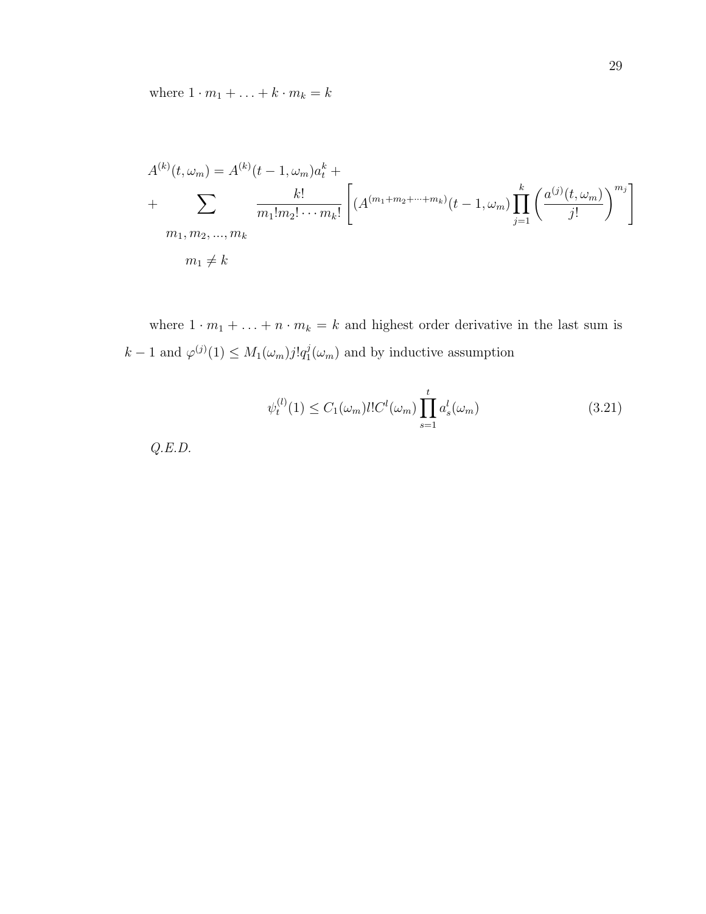where $1 \cdot m_1 + \ldots + k \cdot m_k = k$

$$
\begin{aligned}
A^{(k)}(t, \omega_m) &= A^{(k)}(t-1, \omega_m) a_t^k + \\
&+ \sum_{\substack{m_1, m_2, \ldots, m_k \\ m_1 \neq k}} \frac{k!}{m_1! m_2! \cdots m_k!} \left[ (A^{(m_1+m_2+\cdots+m_k)}(t-1, \omega_m) \prod_{j=1}^{k} \left( \frac{a^{(j)}(t, \omega_m)}{j!} \right)^{m_j} \right]
\end{aligned}
$$

where $1 \cdot m_1 + \ldots + n \cdot m_k = k$ and highest order derivative in the last sum is $k-1$ and $\varphi^{(j)}(1) \leq M_1(\omega_m) j! q_1^j(\omega_m)$ and by inductive assumption

$$
\psi_t^{(l)}(1) \leq C_1(\omega_m) l! C^l(\omega_m) \prod_{s=1}^{t} a_s^l(\omega_m) \tag{3.21}
$$

*Q.E.D.*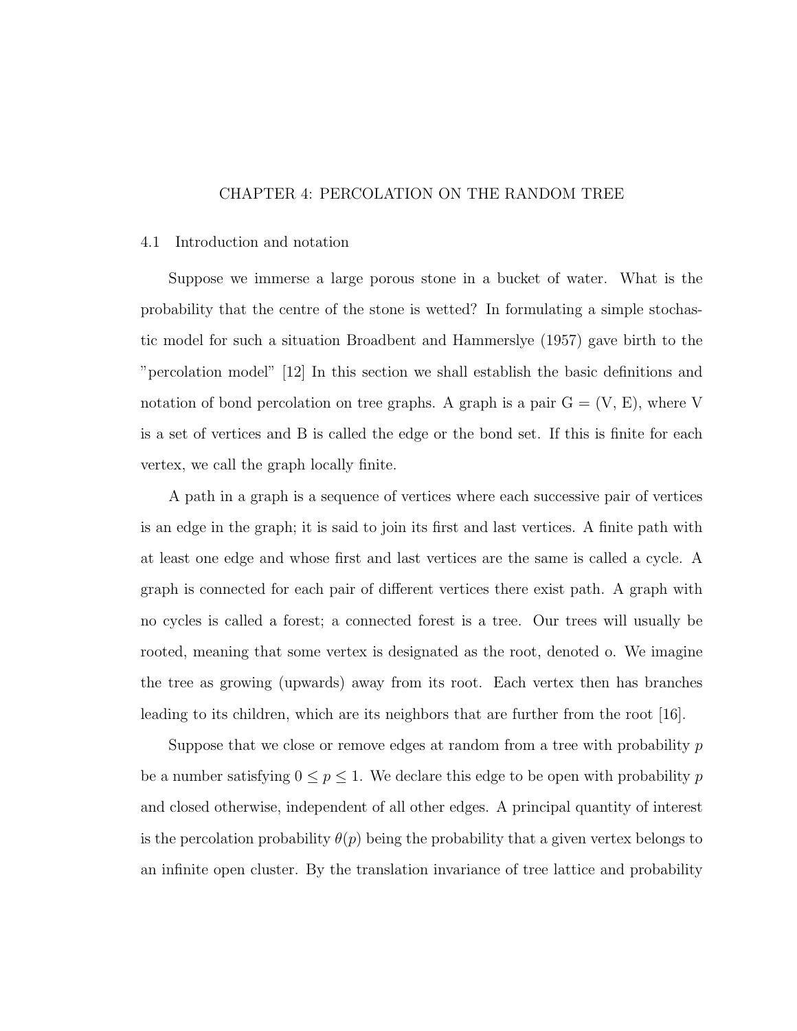# CHAPTER 4: PERCOLATION ON THE RANDOM TREE

## 4.1 Introduction and notation

Suppose we immerse a large porous stone in a bucket of water. What is the probability that the centre of the stone is wetted? In formulating a simple stochastic model for such a situation Broadbent and Hammerslye (1957) gave birth to the "percolation model" [12] In this section we shall establish the basic definitions and notation of bond percolation on tree graphs. A graph is a pair G = (V, E), where V is a set of vertices and B is called the edge or the bond set. If this is finite for each vertex, we call the graph locally finite.

A path in a graph is a sequence of vertices where each successive pair of vertices is an edge in the graph; it is said to join its first and last vertices. A finite path with at least one edge and whose first and last vertices are the same is called a cycle. A graph is connected for each pair of different vertices there exist path. A graph with no cycles is called a forest; a connected forest is a tree. Our trees will usually be rooted, meaning that some vertex is designated as the root, denoted o. We imagine the tree as growing (upwards) away from its root. Each vertex then has branches leading to its children, which are its neighbors that are further from the root [16].

Suppose that we close or remove edges at random from a tree with probability $p$ be a number satisfying $0 \leq p \leq 1$. We declare this edge to be open with probability $p$ and closed otherwise, independent of all other edges. A principal quantity of interest is the percolation probability $\theta(p)$ being the probability that a given vertex belongs to an infinite open cluster. By the translation invariance of tree lattice and probability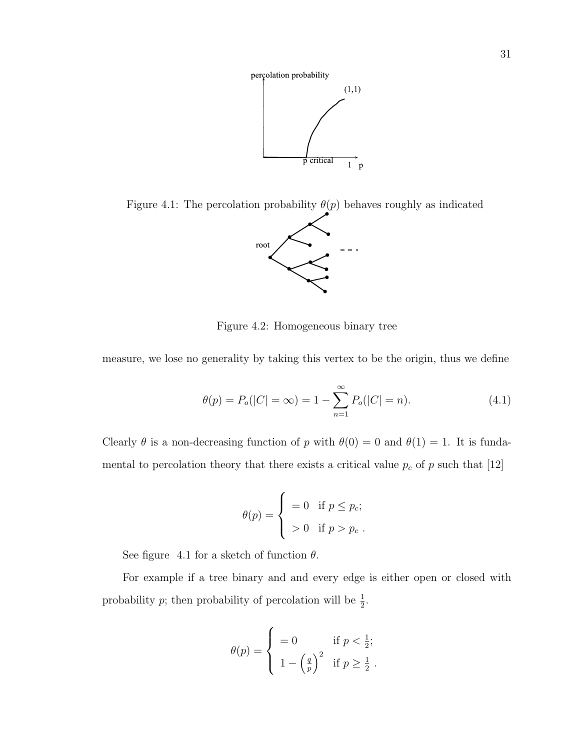Figure 4.1: The percolation probability $\theta(p)$ behaves roughly as indicated

Figure 4.2: Homogeneous binary tree

measure, we lose no generality by taking this vertex to be the origin, thus we define

$$\theta(p) = P_o(|C| = \infty) = 1 - \sum_{n=1}^{\infty} P_o(|C| = n). \tag{4.1}$$

Clearly $\theta$ is a non-decreasing function of $p$ with $\theta(0) = 0$ and $\theta(1) = 1$. It is fundamental to percolation theory that there exists a critical value $p_c$ of $p$ such that [12]

$$\theta(p) = \begin{cases} = 0 & \text{if } p \leq p_c; \\ > 0 & \text{if } p > p_c \ . \end{cases}$$

See figure 4.1 for a sketch of function $\theta$.

For example if a tree binary and and every edge is either open or closed with probability $p$; then probability of percolation will be $\frac{1}{2}$.

$$\theta(p) = \begin{cases} = 0 & \text{if } p < \frac{1}{2}; \\ 1 - \left(\frac{q}{p}\right)^2 & \text{if } p \geq \frac{1}{2} \ . \end{cases}$$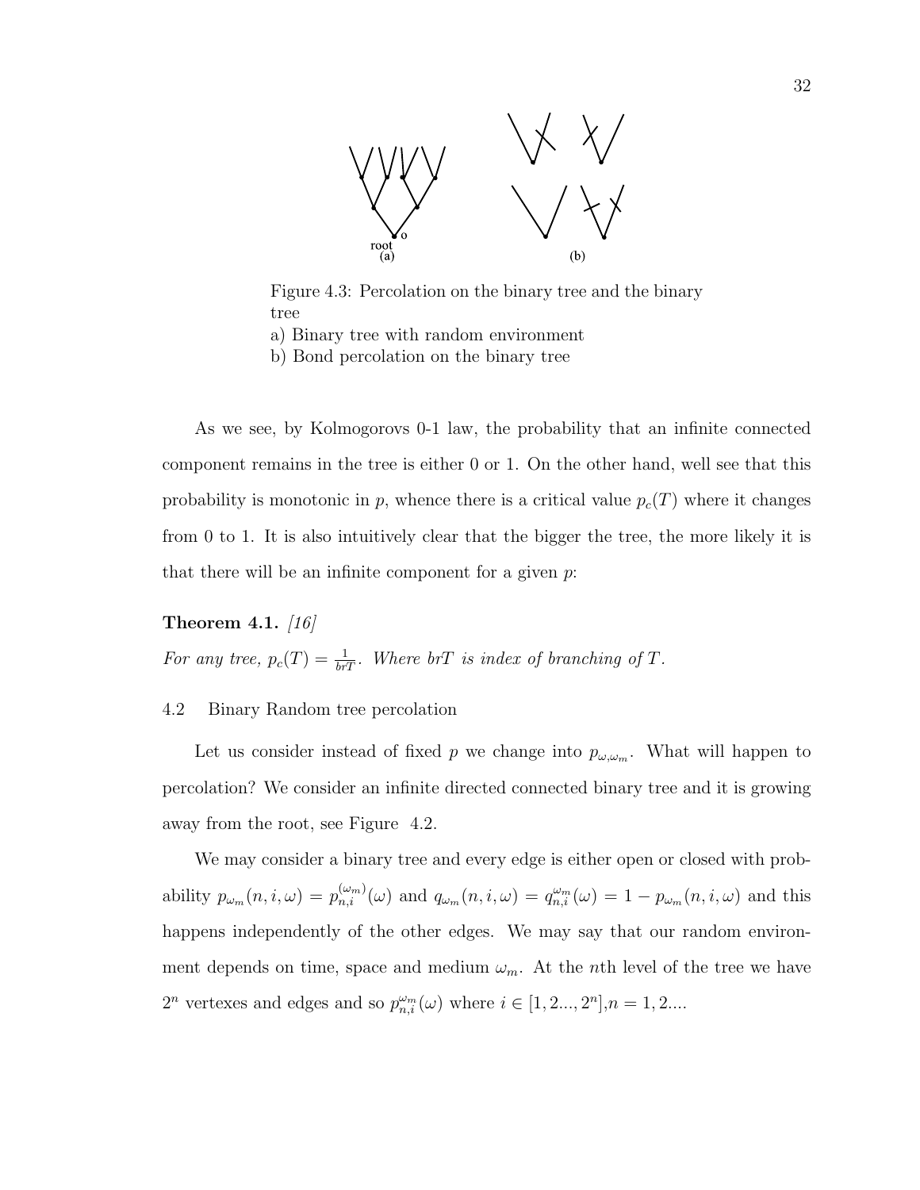Figure 4.3: Percolation on the binary tree and the binary tree
a) Binary tree with random environment
b) Bond percolation on the binary tree

As we see, by Kolmogorovs 0-1 law, the probability that an infinite connected component remains in the tree is either 0 or 1. On the other hand, well see that this probability is monotonic in $p$, whence there is a critical value $p_c(T)$ where it changes from 0 to 1. It is also intuitively clear that the bigger the tree, the more likely it is that there will be an infinite component for a given $p$:

**Theorem 4.1.** *[16]*
*For any tree, $p_c(T) = \frac{1}{brT}$. Where $brT$ is index of branching of $T$.*

## 4.2 Binary Random tree percolation

Let us consider instead of fixed $p$ we change into $p_{\omega,\omega_m}$. What will happen to percolation? We consider an infinite directed connected binary tree and it is growing away from the root, see Figure 4.2.

We may consider a binary tree and every edge is either open or closed with probability $p_{\omega_m}(n, i, \omega) = p_{n,i}^{(\omega_m)}(\omega)$ and $q_{\omega_m}(n, i, \omega) = q_{n,i}^{\omega_m}(\omega) = 1 - p_{\omega_m}(n, i, \omega)$ and this happens independently of the other edges. We may say that our random environment depends on time, space and medium $\omega_m$. At the $n$th level of the tree we have $2^n$ vertexes and edges and so $p_{n,i}^{\omega_m}(\omega)$ where $i \in [1, 2..., 2^n]$,$n = 1, 2....$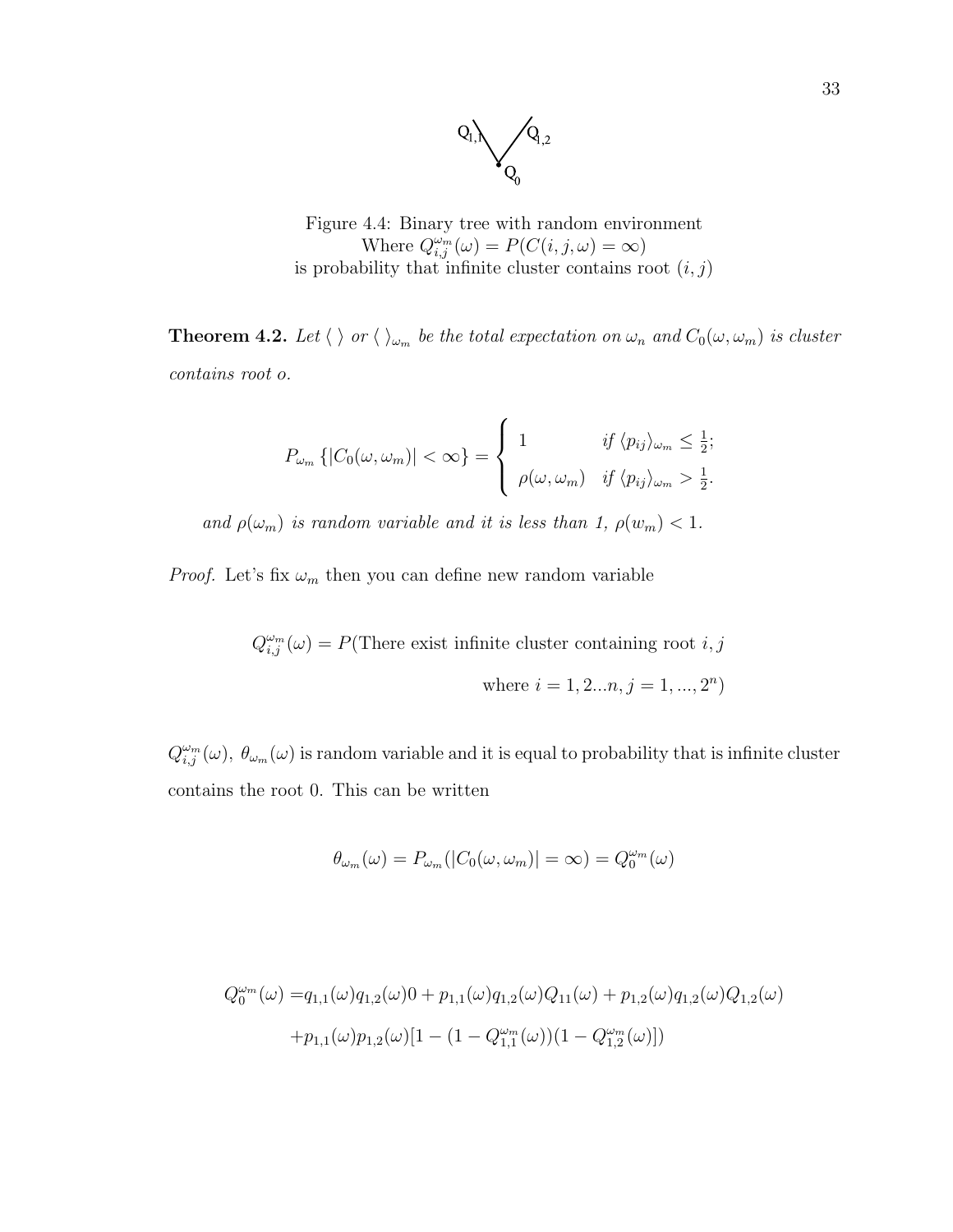Figure 4.4: Binary tree with random environment
Where $Q^{\omega_m}_{i,j}(\omega) = P(C(i,j,\omega) = \infty)$
is probability that infinite cluster contains root $(i,j)$

**Theorem 4.2.** *Let $\langle\ \rangle$ or $\langle\ \rangle_{\omega_m}$ be the total expectation on $\omega_n$ and $C_0(\omega, \omega_m)$ is cluster contains root o.*

$$P_{\omega_m}\{|C_0(\omega,\omega_m)| < \infty\} = \begin{cases} 1 & \text{if } \langle p_{ij}\rangle_{\omega_m} \leq \frac{1}{2}; \\ \rho(\omega,\omega_m) & \text{if } \langle p_{ij}\rangle_{\omega_m} > \frac{1}{2}. \end{cases}$$

*and $\rho(\omega_m)$ is random variable and it is less than 1, $\rho(w_m) < 1$.*

*Proof.* Let's fix $\omega_m$ then you can define new random variable

$$Q^{\omega_m}_{i,j}(\omega) = P(\text{There exist infinite cluster containing root } i,j$$
$$\text{where } i = 1,2...n, j = 1,...,2^n)$$

$Q^{\omega_m}_{i,j}(\omega)$, $\theta_{\omega_m}(\omega)$ is random variable and it is equal to probability that is infinite cluster contains the root 0. This can be written

$$\theta_{\omega_m}(\omega) = P_{\omega_m}(|C_0(\omega,\omega_m)| = \infty) = Q^{\omega_m}_0(\omega)$$

$$\begin{aligned} Q^{\omega_m}_0(\omega) =& q_{1,1}(\omega)q_{1,2}(\omega)0 + p_{1,1}(\omega)q_{1,2}(\omega)Q_{11}(\omega) + p_{1,2}(\omega)q_{1,2}(\omega)Q_{1,2}(\omega) \\ &+ p_{1,1}(\omega)p_{1,2}(\omega)[1 - (1 - Q^{\omega_m}_{1,1}(\omega))(1 - Q^{\omega_m}_{1,2}(\omega)]) \end{aligned}$$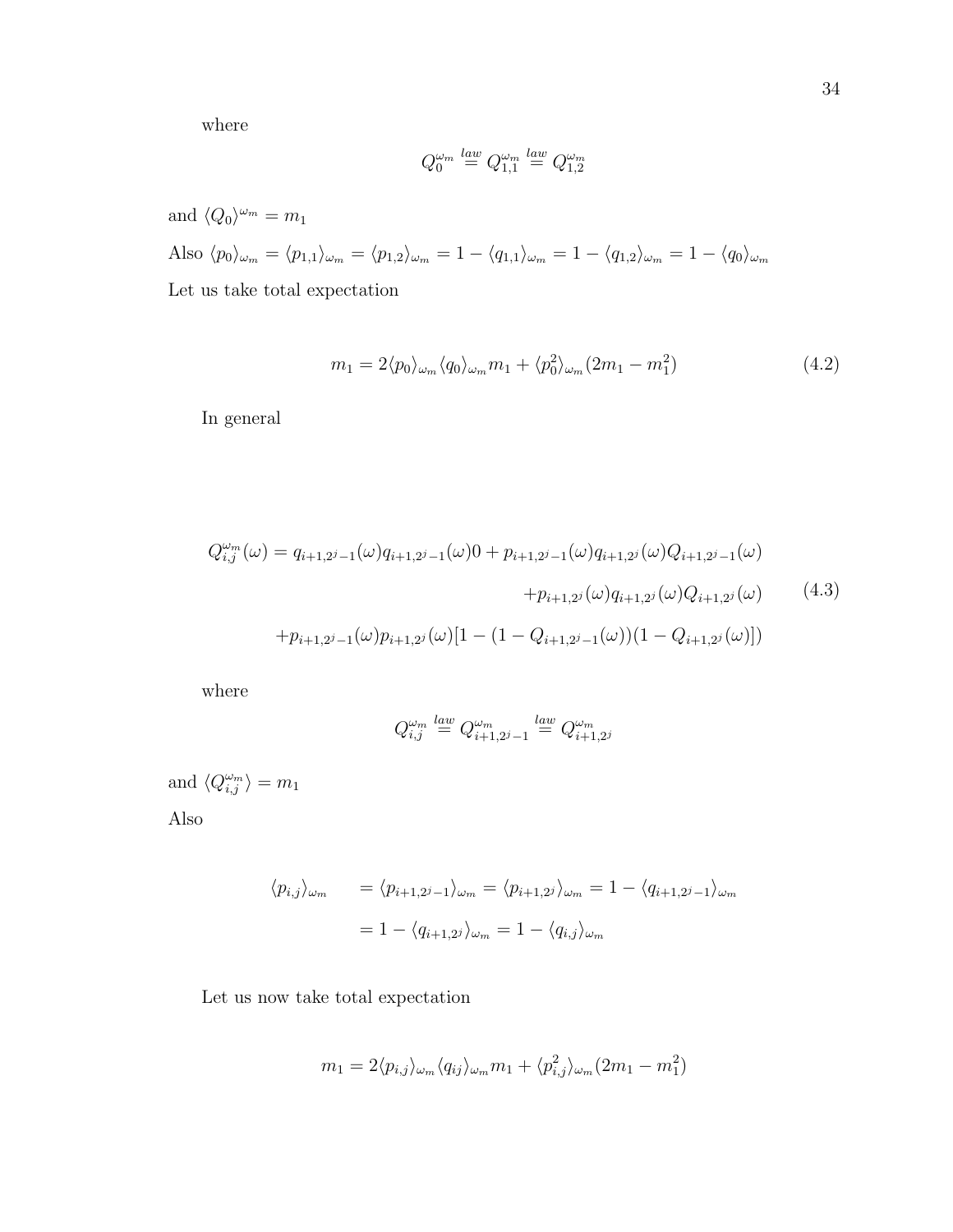where

$$Q_0^{\omega_m} \stackrel{law}{=} Q_{1,1}^{\omega_m} \stackrel{law}{=} Q_{1,2}^{\omega_m}$$

and $\langle Q_0 \rangle^{\omega_m} = m_1$

Also $\langle p_0 \rangle_{\omega_m} = \langle p_{1,1} \rangle_{\omega_m} = \langle p_{1,2} \rangle_{\omega_m} = 1 - \langle q_{1,1} \rangle_{\omega_m} = 1 - \langle q_{1,2} \rangle_{\omega_m} = 1 - \langle q_0 \rangle_{\omega_m}$

Let us take total expectation

$$m_1 = 2\langle p_0 \rangle_{\omega_m} \langle q_0 \rangle_{\omega_m} m_1 + \langle p_0^2 \rangle_{\omega_m} (2m_1 - m_1^2) \tag{4.2}$$

In general

$$\begin{aligned}
Q_{i,j}^{\omega_m}(\omega) = q_{i+1,2^j-1}(\omega) q_{i+1,2^j-1}(\omega) 0 + p_{i+1,2^j-1}(\omega) q_{i+1,2^j}(\omega) Q_{i+1,2^j-1}(\omega) \\
+ p_{i+1,2^j}(\omega) q_{i+1,2^j}(\omega) Q_{i+1,2^j}(\omega) \\
+ p_{i+1,2^j-1}(\omega) p_{i+1,2^j}(\omega) [1 - (1 - Q_{i+1,2^j-1}(\omega))(1 - Q_{i+1,2^j}(\omega)])
\end{aligned} \tag{4.3}$$

where

$$Q_{i,j}^{\omega_m} \stackrel{law}{=} Q_{i+1,2^j-1}^{\omega_m} \stackrel{law}{=} Q_{i+1,2^j}^{\omega_m}$$

and $\langle Q_{i,j}^{\omega_m} \rangle = m_1$

Also

$$\begin{aligned}
\langle p_{i,j} \rangle_{\omega_m} &= \langle p_{i+1,2^j-1} \rangle_{\omega_m} = \langle p_{i+1,2^j} \rangle_{\omega_m} = 1 - \langle q_{i+1,2^j-1} \rangle_{\omega_m} \\
&= 1 - \langle q_{i+1,2^j} \rangle_{\omega_m} = 1 - \langle q_{i,j} \rangle_{\omega_m}
\end{aligned}$$

Let us now take total expectation

$$m_1 = 2\langle p_{i,j} \rangle_{\omega_m} \langle q_{ij} \rangle_{\omega_m} m_1 + \langle p_{i,j}^2 \rangle_{\omega_m} (2m_1 - m_1^2)$$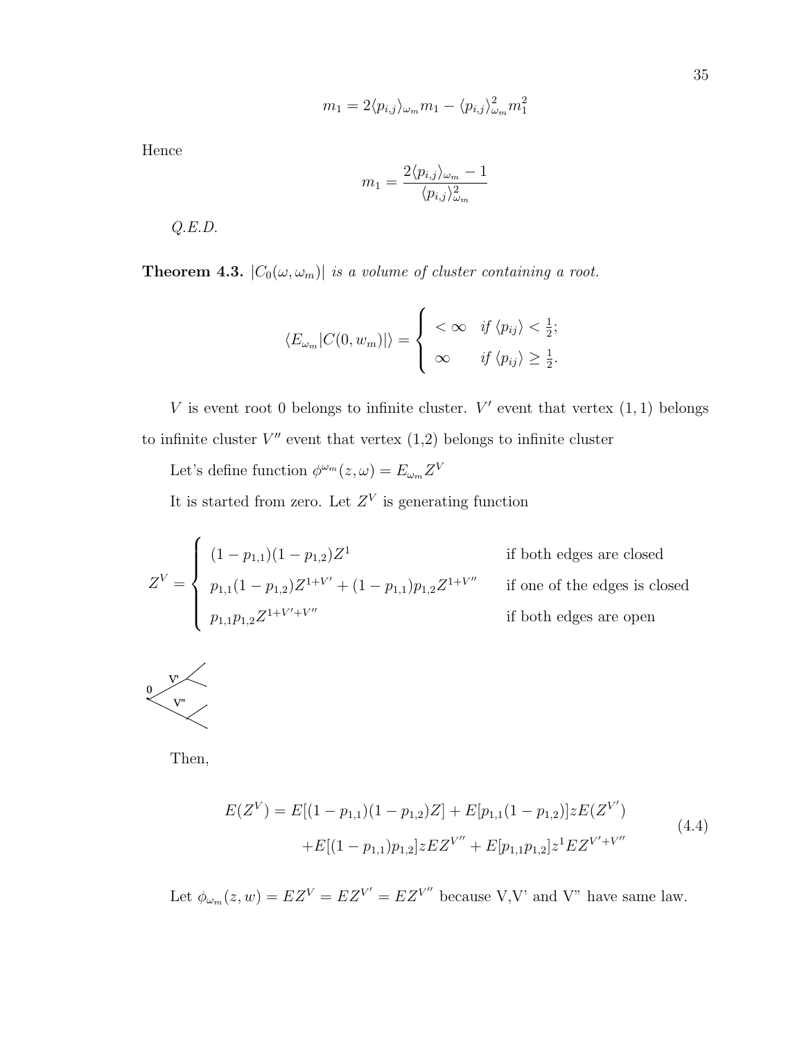$$m_1 = 2\langle p_{i,j}\rangle_{\omega_m} m_1 - \langle p_{i,j}\rangle_{\omega_m}^2 m_1^2$$

Hence

$$m_1 = \frac{2\langle p_{i,j}\rangle_{\omega_m} - 1}{\langle p_{i,j}\rangle_{\omega_m}^2}$$

*Q.E.D.*

**Theorem 4.3.** *$|C_0(\omega, \omega_m)|$ is a volume of cluster containing a root.*

$$\langle E_{\omega_m}|C(0, w_m)|\rangle = \begin{cases} < \infty & \text{if } \langle p_{ij}\rangle < \frac{1}{2}; \\ \infty & \text{if } \langle p_{ij}\rangle \geq \frac{1}{2}. \end{cases}$$

$V$ is event root 0 belongs to infinite cluster. $V'$ event that vertex $(1,1)$ belongs to infinite cluster $V''$ event that vertex (1,2) belongs to infinite cluster

Let's define function $\phi^{\omega_m}(z, \omega) = E_{\omega_m} Z^V$

It is started from zero. Let $Z^V$ is generating function

$$Z^V = \begin{cases} (1-p_{1,1})(1-p_{1,2})Z^1 & \text{if both edges are closed} \\ p_{1,1}(1-p_{1,2})Z^{1+V'} + (1-p_{1,1})p_{1,2}Z^{1+V''} & \text{if one of the edges is closed} \\ p_{1,1}p_{1,2}Z^{1+V'+V''} & \text{if both edges are open} \end{cases}$$

Then,

$$\begin{aligned} E(Z^V) = E[(1-p_{1,1})(1-p_{1,2})Z] + E[p_{1,1}(1-p_{1,2})]zE(Z^{V'}) \\ +E[(1-p_{1,1})p_{1,2}]zEZ^{V''} + E[p_{1,1}p_{1,2}]z^1 EZ^{V'+V''} \end{aligned} \tag{4.4}$$

Let $\phi_{\omega_m}(z, w) = EZ^V = EZ^{V'} = EZ^{V''}$ because V,V' and V" have same law.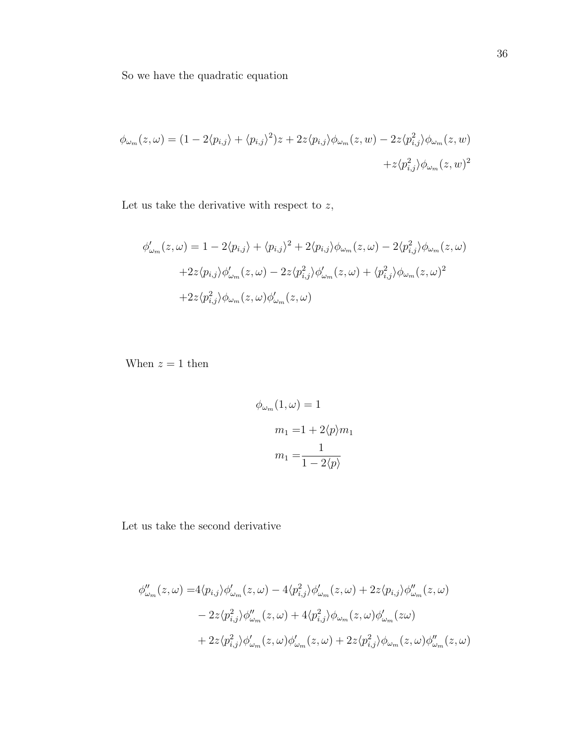So we have the quadratic equation

$$\phi_{\omega_m}(z,\omega) = (1 - 2\langle p_{i,j}\rangle + \langle p_{i,j}\rangle^2)z + 2z\langle p_{i,j}\rangle\phi_{\omega_m}(z,w) - 2z\langle p_{i,j}^2\rangle\phi_{\omega_m}(z,w)$$
$$+z\langle p_{i,j}^2\rangle\phi_{\omega_m}(z,w)^2$$

Let us take the derivative with respect to $z$,

$$\phi'_{\omega_m}(z,\omega) = 1 - 2\langle p_{i,j}\rangle + \langle p_{i,j}\rangle^2 + 2\langle p_{i,j}\rangle\phi_{\omega_m}(z,\omega) - 2\langle p_{i,j}^2\rangle\phi_{\omega_m}(z,\omega)$$
$$+2z\langle p_{i,j}\rangle\phi'_{\omega_m}(z,\omega) - 2z\langle p_{i,j}^2\rangle\phi'_{\omega_m}(z,\omega) + \langle p_{i,j}^2\rangle\phi_{\omega_m}(z,\omega)^2$$
$$+2z\langle p_{i,j}^2\rangle\phi_{\omega_m}(z,\omega)\phi'_{\omega_m}(z,\omega)$$

When $z = 1$ then

$$\phi_{\omega_m}(1,\omega) = 1$$
$$m_1 = 1 + 2\langle p\rangle m_1$$
$$m_1 = \frac{1}{1 - 2\langle p\rangle}$$

Let us take the second derivative

$$\begin{aligned}\phi''_{\omega_m}(z,\omega) =& 4\langle p_{i,j}\rangle\phi'_{\omega_m}(z,\omega) - 4\langle p_{i,j}^2\rangle\phi'_{\omega_m}(z,\omega) + 2z\langle p_{i,j}\rangle\phi''_{\omega_m}(z,\omega)\\ &- 2z\langle p_{i,j}^2\rangle\phi''_{\omega_m}(z,\omega) + 4\langle p_{i,j}^2\rangle\phi_{\omega_m}(z,\omega)\phi'_{\omega_m}(z\omega)\\ &+ 2z\langle p_{i,j}^2\rangle\phi'_{\omega_m}(z,\omega)\phi'_{\omega_m}(z,\omega) + 2z\langle p_{i,j}^2\rangle\phi_{\omega_m}(z,\omega)\phi''_{\omega_m}(z,\omega)\end{aligned}$$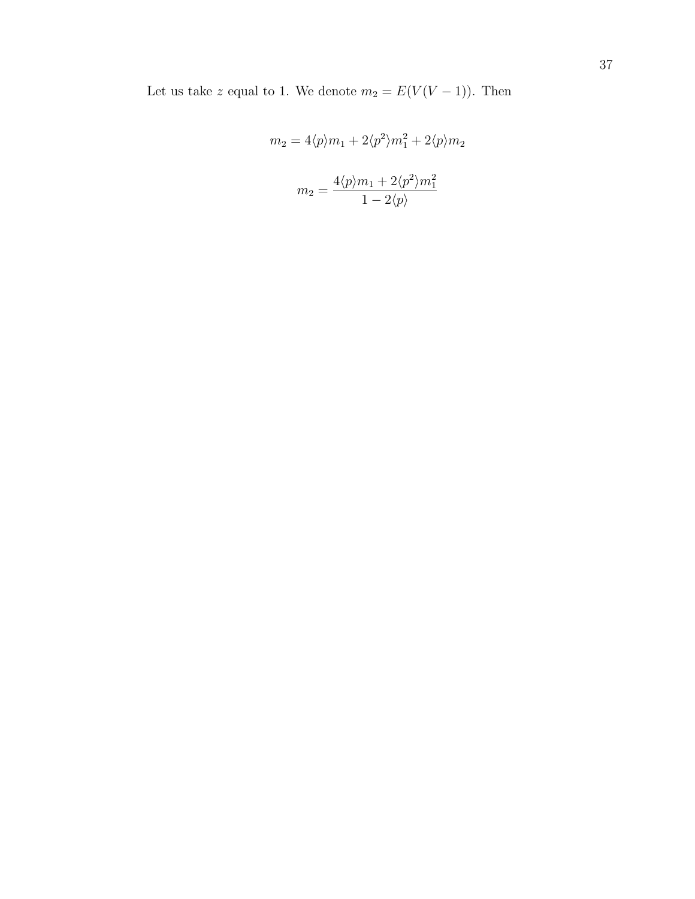Let us take $z$ equal to 1. We denote $m_2 = E(V(V-1))$. Then

$$m_2 = 4\langle p\rangle m_1 + 2\langle p^2\rangle m_1^2 + 2\langle p\rangle m_2$$

$$m_2 = \frac{4\langle p\rangle m_1 + 2\langle p^2\rangle m_1^2}{1 - 2\langle p\rangle}$$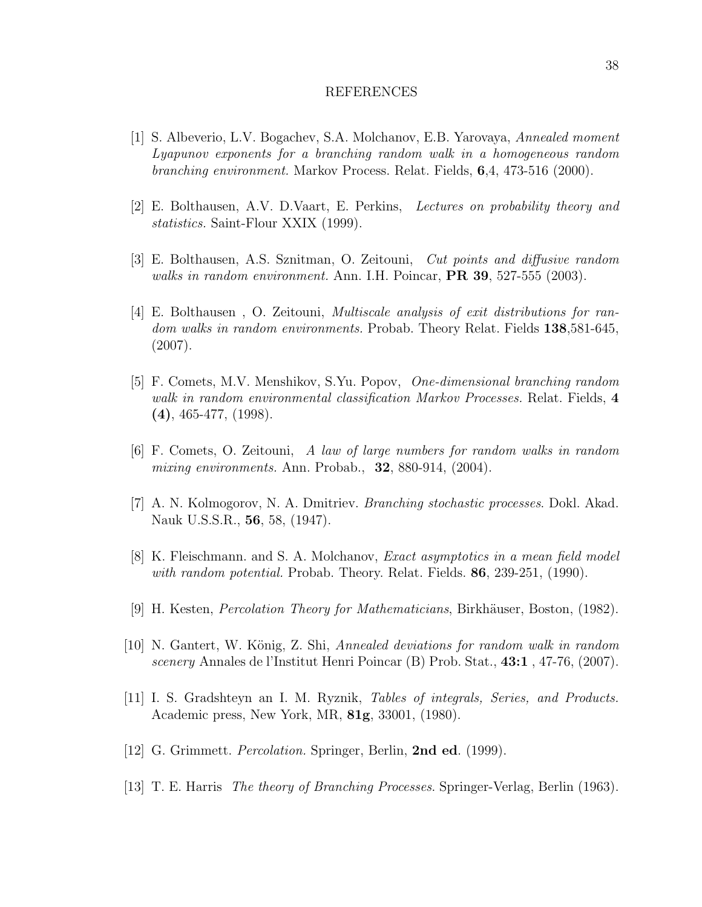# REFERENCES

[1] S. Albeverio, L.V. Bogachev, S.A. Molchanov, E.B. Yarovaya, *Annealed moment Lyapunov exponents for a branching random walk in a homogeneous random branching environment.* Markov Process. Relat. Fields, **6**,4, 473-516 (2000).

[2] E. Bolthausen, A.V. D.Vaart, E. Perkins, *Lectures on probability theory and statistics.* Saint-Flour XXIX (1999).

[3] E. Bolthausen, A.S. Sznitman, O. Zeitouni, *Cut points and diffusive random walks in random environment.* Ann. I.H. Poincar, **PR 39**, 527-555 (2003).

[4] E. Bolthausen , O. Zeitouni, *Multiscale analysis of exit distributions for random walks in random environments.* Probab. Theory Relat. Fields **138**,581-645, (2007).

[5] F. Comets, M.V. Menshikov, S.Yu. Popov, *One-dimensional branching random walk in random environmental classification Markov Processes.* Relat. Fields, **4 (4)**, 465-477, (1998).

[6] F. Comets, O. Zeitouni, *A law of large numbers for random walks in random mixing environments.* Ann. Probab., **32**, 880-914, (2004).

[7] A. N. Kolmogorov, N. A. Dmitriev. *Branching stochastic processes*. Dokl. Akad. Nauk U.S.S.R., **56**, 58, (1947).

[8] K. Fleischmann. and S. A. Molchanov, *Exact asymptotics in a mean field model with random potential.* Probab. Theory. Relat. Fields. **86**, 239-251, (1990).

[9] H. Kesten, *Percolation Theory for Mathematicians*, Birkhäuser, Boston, (1982).

[10] N. Gantert, W. König, Z. Shi, *Annealed deviations for random walk in random scenery* Annales de l'Institut Henri Poincar (B) Prob. Stat., **43:1** , 47-76, (2007).

[11] I. S. Gradshteyn an I. M. Ryznik, *Tables of integrals, Series, and Products.* Academic press, New York, MR, **81g**, 33001, (1980).

[12] G. Grimmett. *Percolation.* Springer, Berlin, **2nd ed**. (1999).

[13] T. E. Harris *The theory of Branching Processes*. Springer-Verlag, Berlin (1963).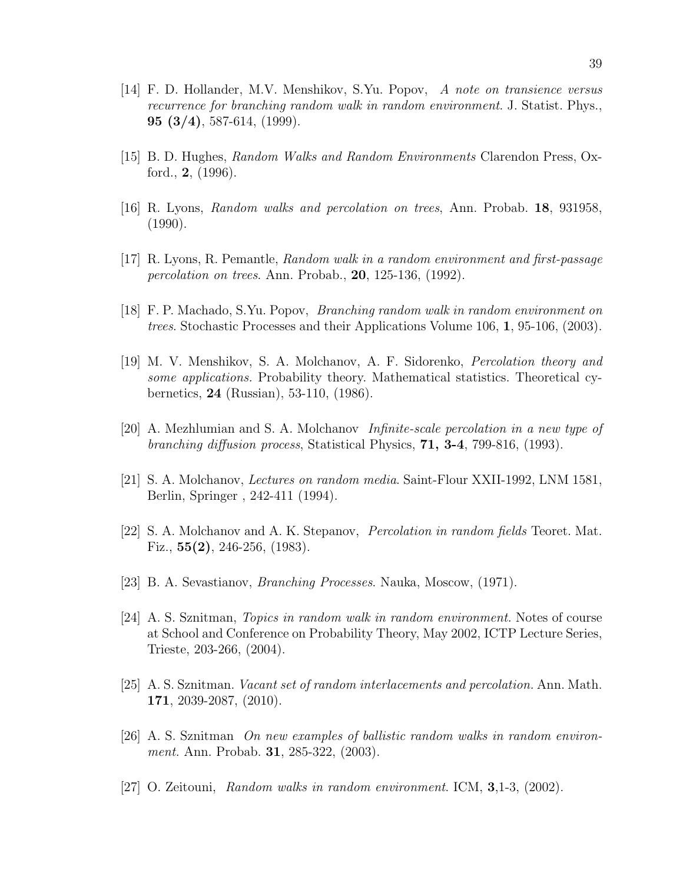[14] F. D. Hollander, M.V. Menshikov, S.Yu. Popov, *A note on transience versus recurrence for branching random walk in random environment.* J. Statist. Phys., **95 (3/4)**, 587-614, (1999).

[15] B. D. Hughes, *Random Walks and Random Environments* Clarendon Press, Oxford., **2**, (1996).

[16] R. Lyons, *Random walks and percolation on trees*, Ann. Probab. **18**, 931958, (1990).

[17] R. Lyons, R. Pemantle, *Random walk in a random environment and first-passage percolation on trees*. Ann. Probab., **20**, 125-136, (1992).

[18] F. P. Machado, S.Yu. Popov, *Branching random walk in random environment on trees*. Stochastic Processes and their Applications Volume 106, **1**, 95-106, (2003).

[19] M. V. Menshikov, S. A. Molchanov, A. F. Sidorenko, *Percolation theory and some applications.* Probability theory. Mathematical statistics. Theoretical cybernetics, **24** (Russian), 53-110, (1986).

[20] A. Mezhlumian and S. A. Molchanov *Infinite-scale percolation in a new type of branching diffusion process*, Statistical Physics, **71, 3-4**, 799-816, (1993).

[21] S. A. Molchanov, *Lectures on random media*. Saint-Flour XXII-1992, LNM 1581, Berlin, Springer , 242-411 (1994).

[22] S. A. Molchanov and A. K. Stepanov, *Percolation in random fields* Teoret. Mat. Fiz., **55(2)**, 246-256, (1983).

[23] B. A. Sevastianov, *Branching Processes*. Nauka, Moscow, (1971).

[24] A. S. Sznitman, *Topics in random walk in random environment.* Notes of course at School and Conference on Probability Theory, May 2002, ICTP Lecture Series, Trieste, 203-266, (2004).

[25] A. S. Sznitman. *Vacant set of random interlacements and percolation.* Ann. Math. **171**, 2039-2087, (2010).

[26] A. S. Sznitman *On new examples of ballistic random walks in random environment.* Ann. Probab. **31**, 285-322, (2003).

[27] O. Zeitouni, *Random walks in random environment.* ICM, **3**,1-3, (2002).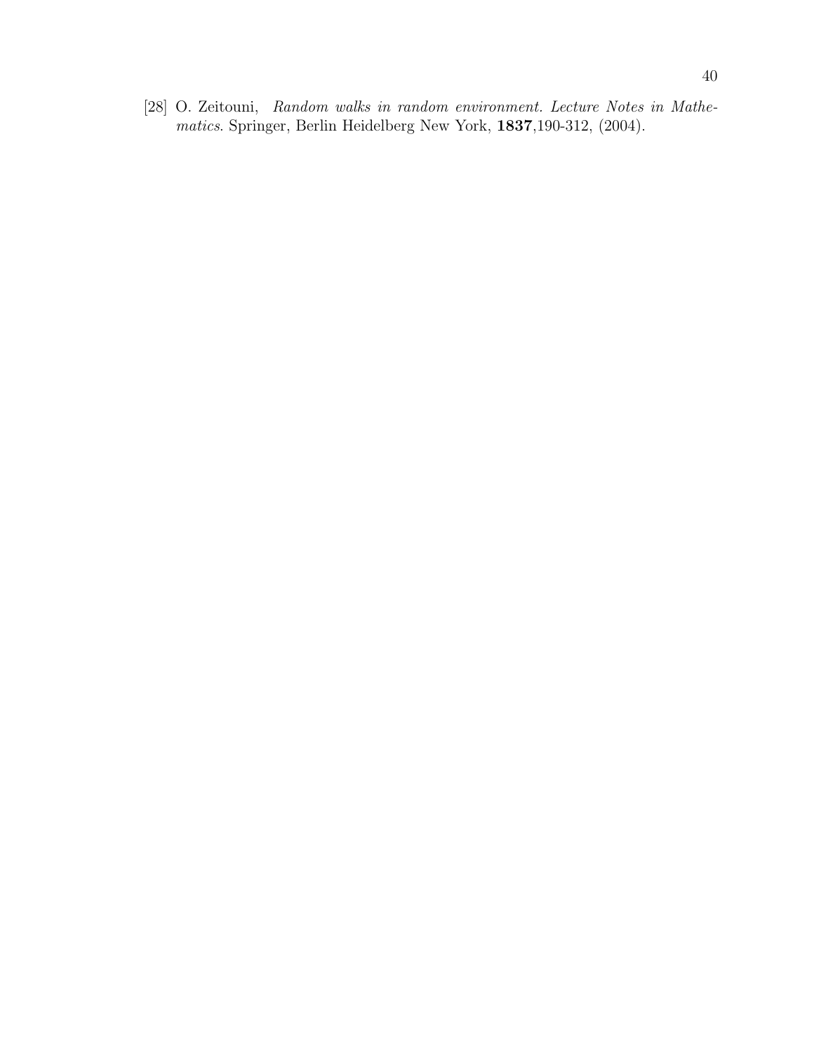[28] O. Zeitouni, *Random walks in random environment. Lecture Notes in Mathematics*. Springer, Berlin Heidelberg New York, **1837**,190-312, (2004).